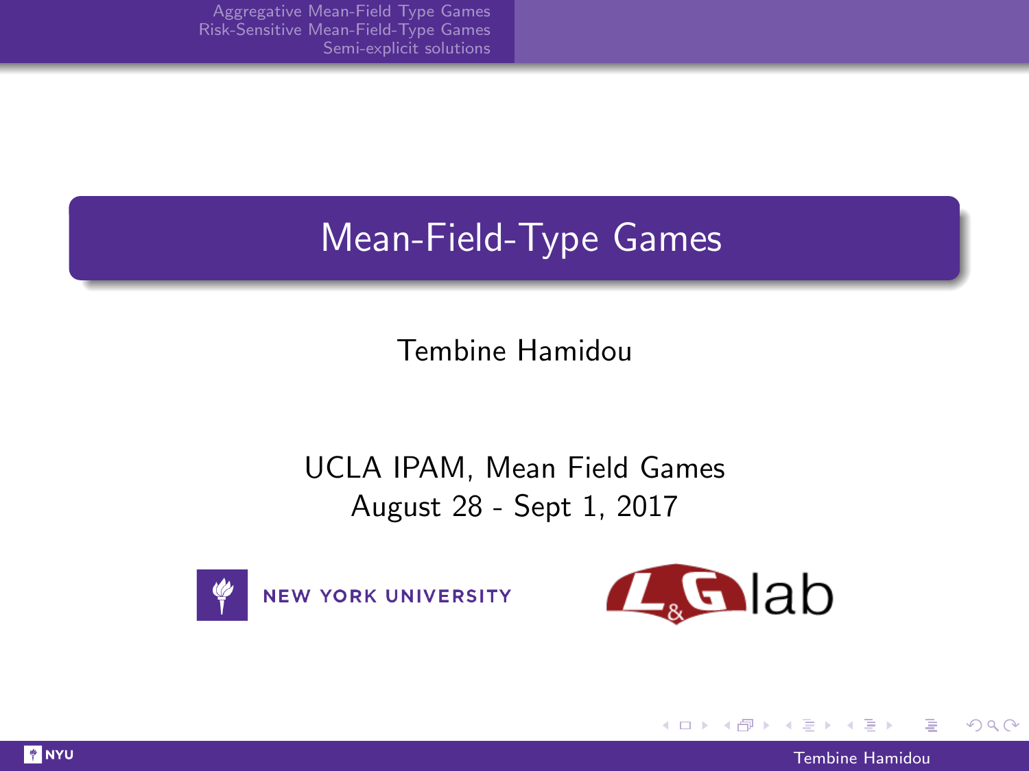# Mean-Field-Type Games

Tembine Hamidou

UCLA IPAM, Mean Field Games
August 28 - Sept 1, 2017

NEW YORK UNIVERSITY

L&G lab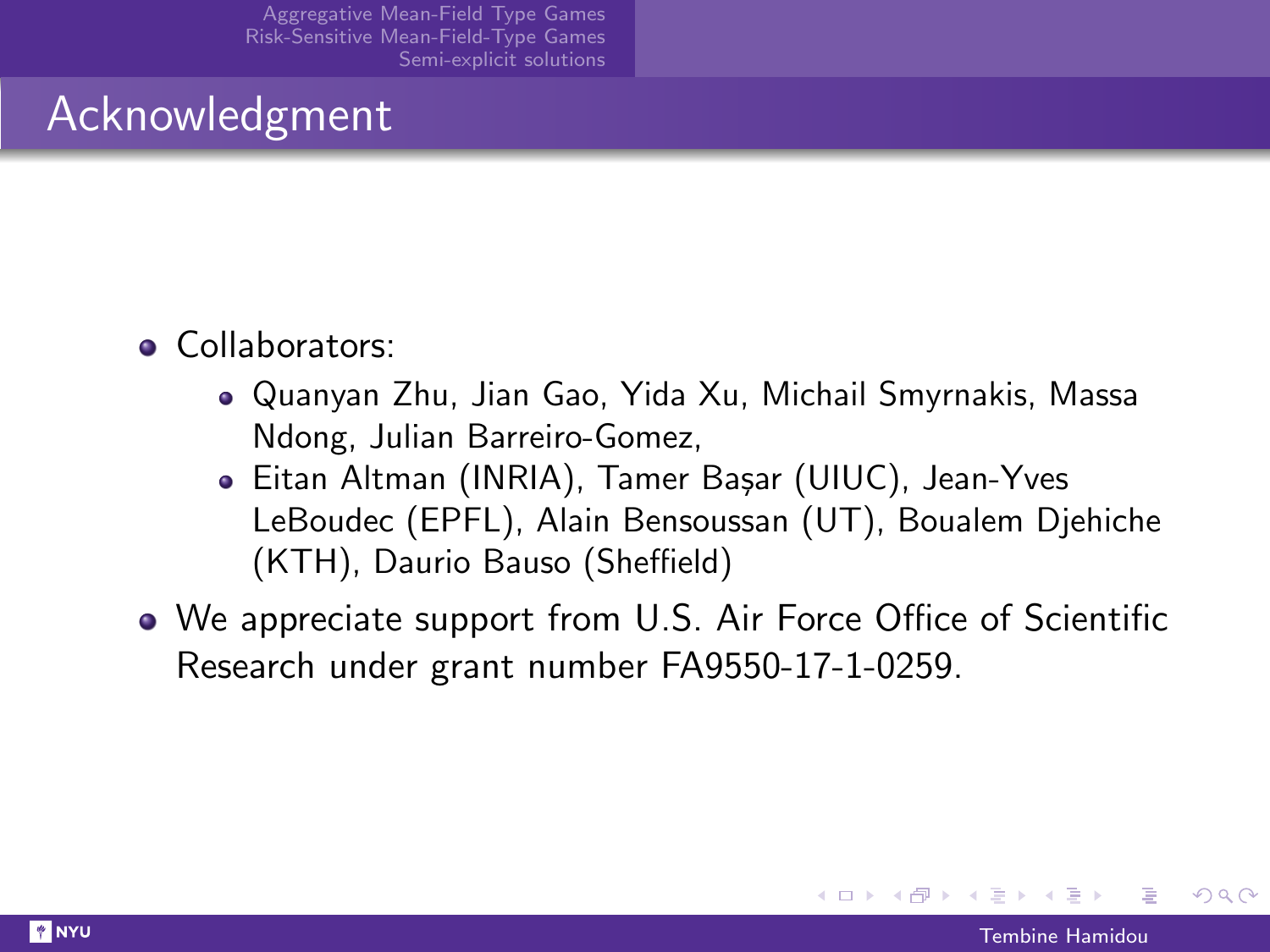# Acknowledgment

- Collaborators:
    - Quanyan Zhu, Jian Gao, Yida Xu, Michail Smyrnakis, Massa Ndong, Julian Barreiro-Gomez,
    - Eitan Altman (INRIA), Tamer Başar (UIUC), Jean-Yves LeBoudec (EPFL), Alain Bensoussan (UT), Boualem Djehiche (KTH), Daurio Bauso (Sheffield)
- We appreciate support from U.S. Air Force Office of Scientific Research under grant number FA9550-17-1-0259.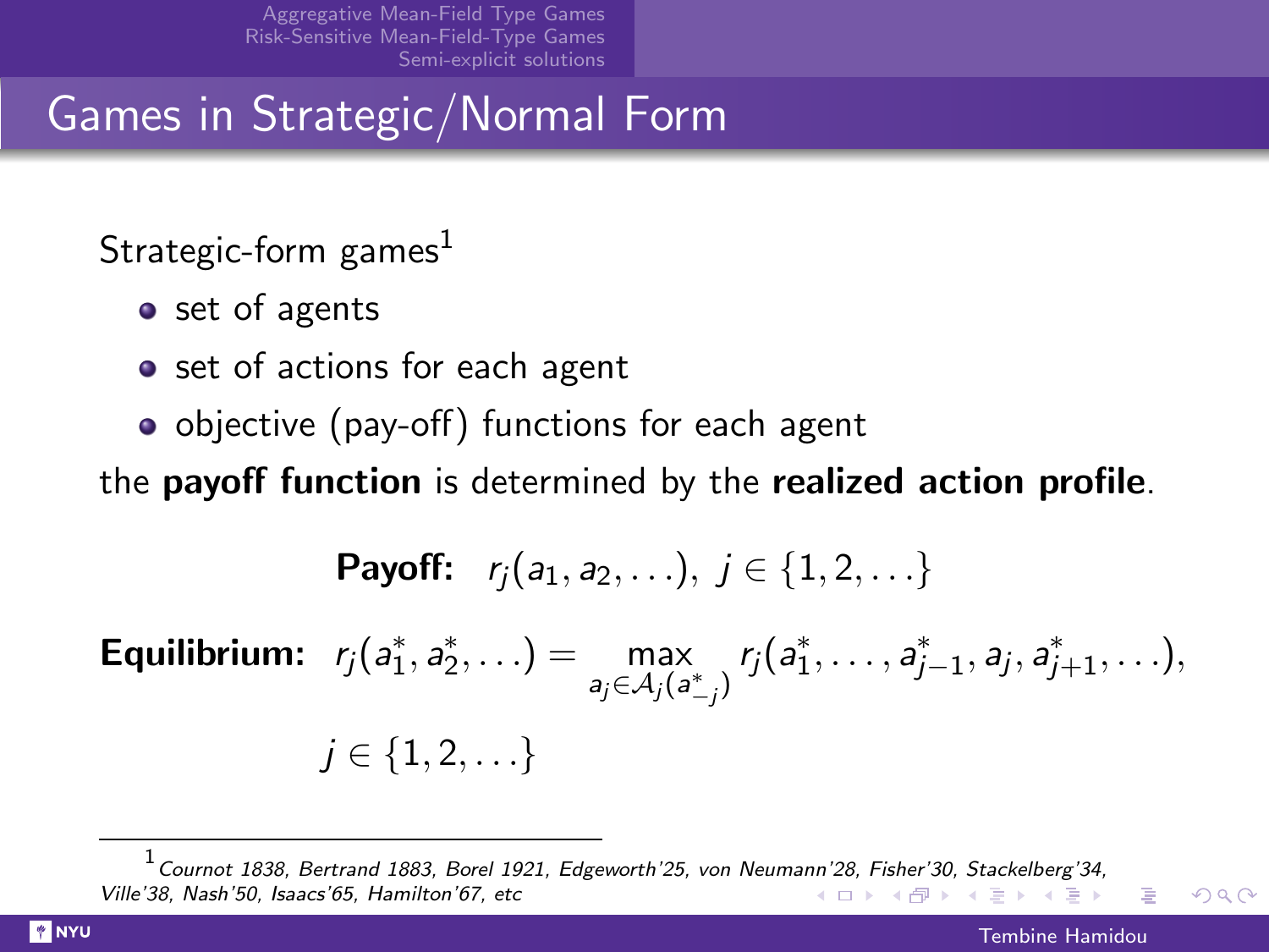# Games in Strategic/Normal Form

Strategic-form games[1]

- set of agents
- set of actions for each agent
- objective (pay-off) functions for each agent

the **payoff function** is determined by the **realized action profile**.

$$\textbf{Payoff:} \quad r_j(a_1, a_2, \ldots), \; j \in \{1, 2, \ldots\}$$

$$\textbf{Equilibrium:} \quad r_j(a_1^*, a_2^*, \ldots) = \max_{a_j \in \mathcal{A}_j(a_{-j}^*)} r_j(a_1^*, \ldots, a_{j-1}^*, a_j, a_{j+1}^*, \ldots),$$

$$j \in \{1, 2, \ldots\}$$

[1] *Cournot 1838, Bertrand 1883, Borel 1921, Edgeworth'25, von Neumann'28, Fisher'30, Stackelberg'34, Ville'38, Nash'50, Isaacs'65, Hamilton'67, etc*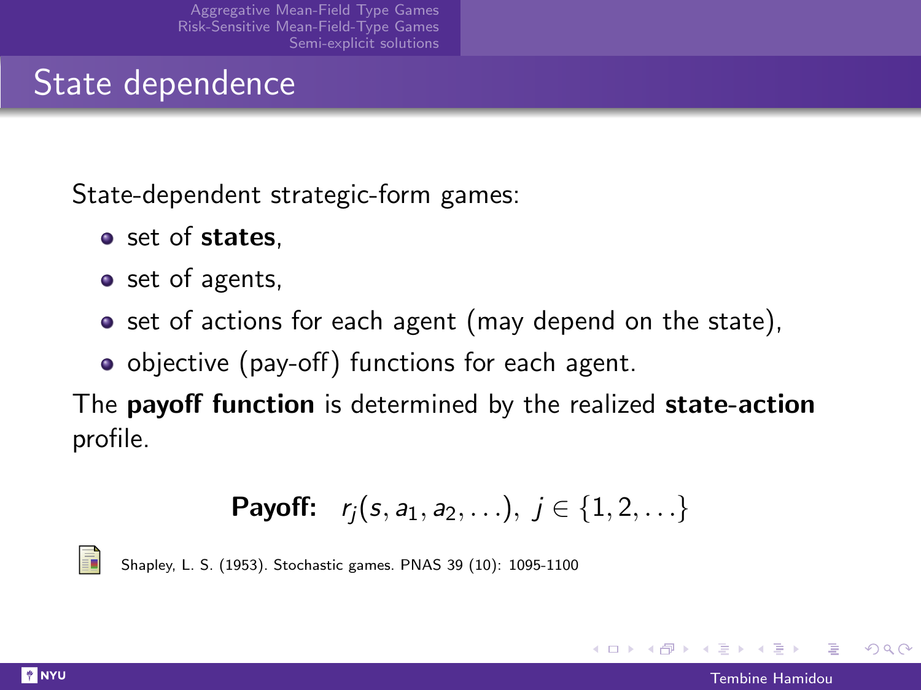# State dependence

State-dependent strategic-form games:

- set of **states**,
- set of agents,
- set of actions for each agent (may depend on the state),
- objective (pay-off) functions for each agent.

The **payoff function** is determined by the realized **state-action** profile.

$$\textbf{Payoff:} \quad r_j(s, a_1, a_2, \ldots), \; j \in \{1, 2, \ldots\}$$

Shapley, L. S. (1953). Stochastic games. PNAS 39 (10): 1095-1100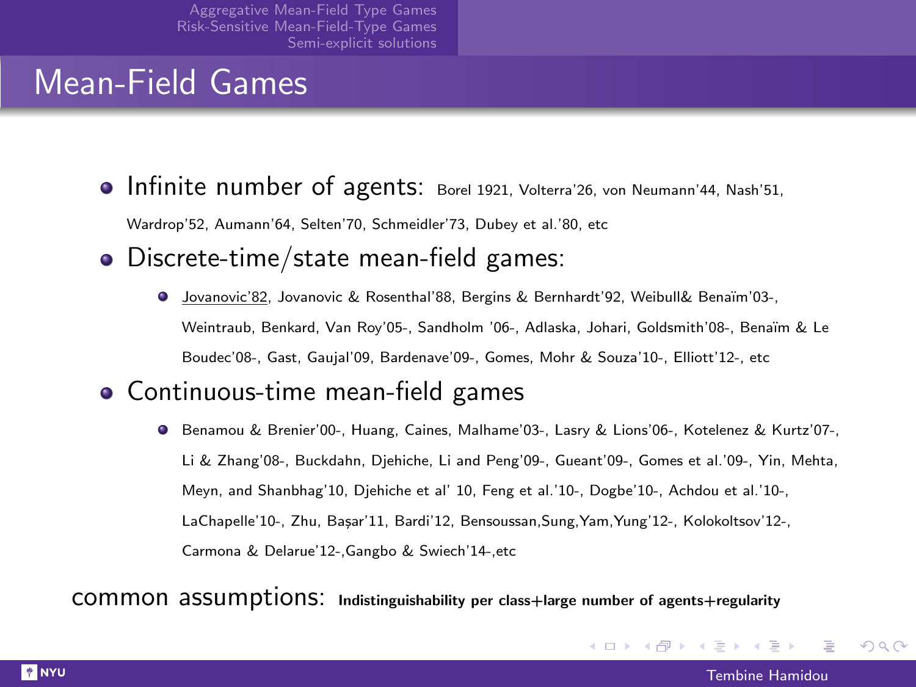# Mean-Field Games

- Infinite number of agents: Borel 1921, Volterra'26, von Neumann'44, Nash'51, Wardrop'52, Aumann'64, Selten'70, Schmeidler'73, Dubey et al.'80, etc
- Discrete-time/state mean-field games:
  - Jovanovic'82, Jovanovic & Rosenthal'88, Bergins & Bernhardt'92, Weibull& Benaïm'03-, Weintraub, Benkard, Van Roy'05-, Sandholm '06-, Adlaska, Johari, Goldsmith'08-, Benaïm & Le Boudec'08-, Gast, Gaujal'09, Bardenave'09-, Gomes, Mohr & Souza'10-, Elliott'12-, etc
- Continuous-time mean-field games
  - Benamou & Brenier'00-, Huang, Caines, Malhame'03-, Lasry & Lions'06-, Kotelenez & Kurtz'07-, Li & Zhang'08-, Buckdahn, Djehiche, Li and Peng'09-, Gueant'09-, Gomes et al.'09-, Yin, Mehta, Meyn, and Shanbhag'10, Djehiche et al' 10, Feng et al.'10-, Dogbe'10-, Achdou et al.'10-, LaChapelle'10-, Zhu, Başar'11, Bardi'12, Bensoussan,Sung,Yam,Yung'12-, Kolokoltsov'12-, Carmona & Delarue'12-,Gangbo & Swiech'14-,etc

common assumptions: **Indistinguishability per class+large number of agents+regularity**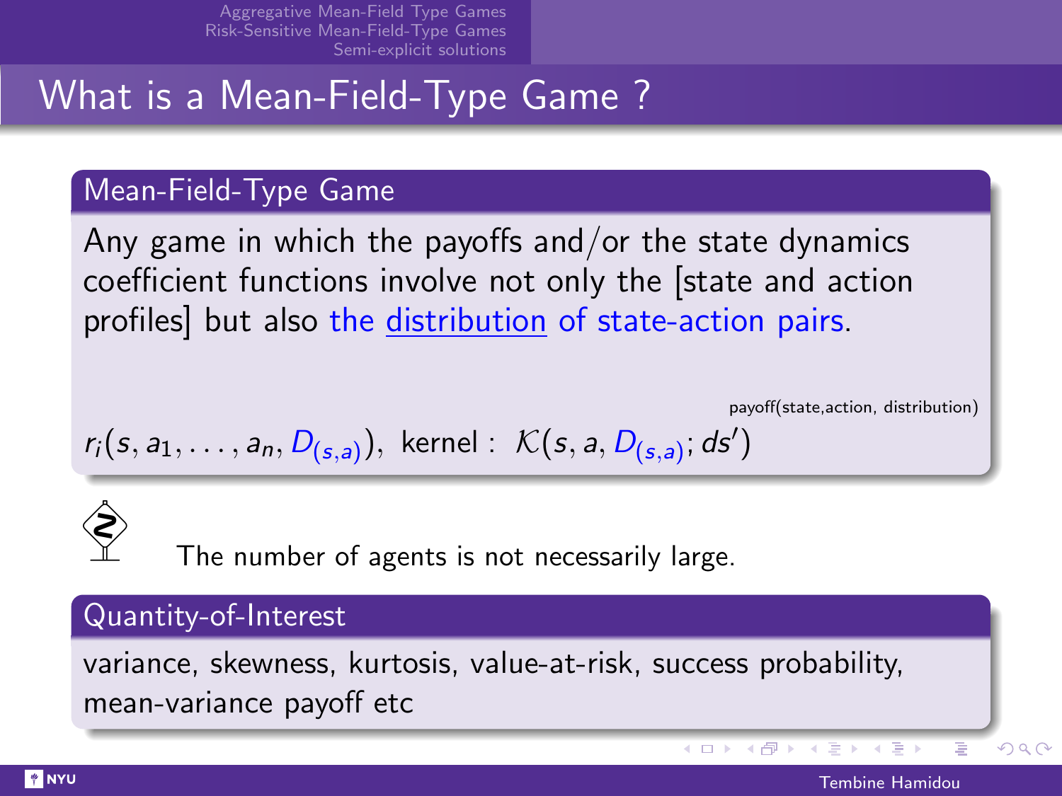# What is a Mean-Field-Type Game ?

## Mean-Field-Type Game

Any game in which the payoffs and/or the state dynamics coefficient functions involve not only the [state and action profiles] but also the distribution of state-action pairs.

payoff(state,action, distribution)

$$r_i(s, a_1, \ldots, a_n, D_{(s,a)}), \text{ kernel : } \mathcal{K}(s, a, D_{(s,a)}; ds')$$

The number of agents is not necessarily large.

## Quantity-of-Interest

variance, skewness, kurtosis, value-at-risk, success probability, mean-variance payoff etc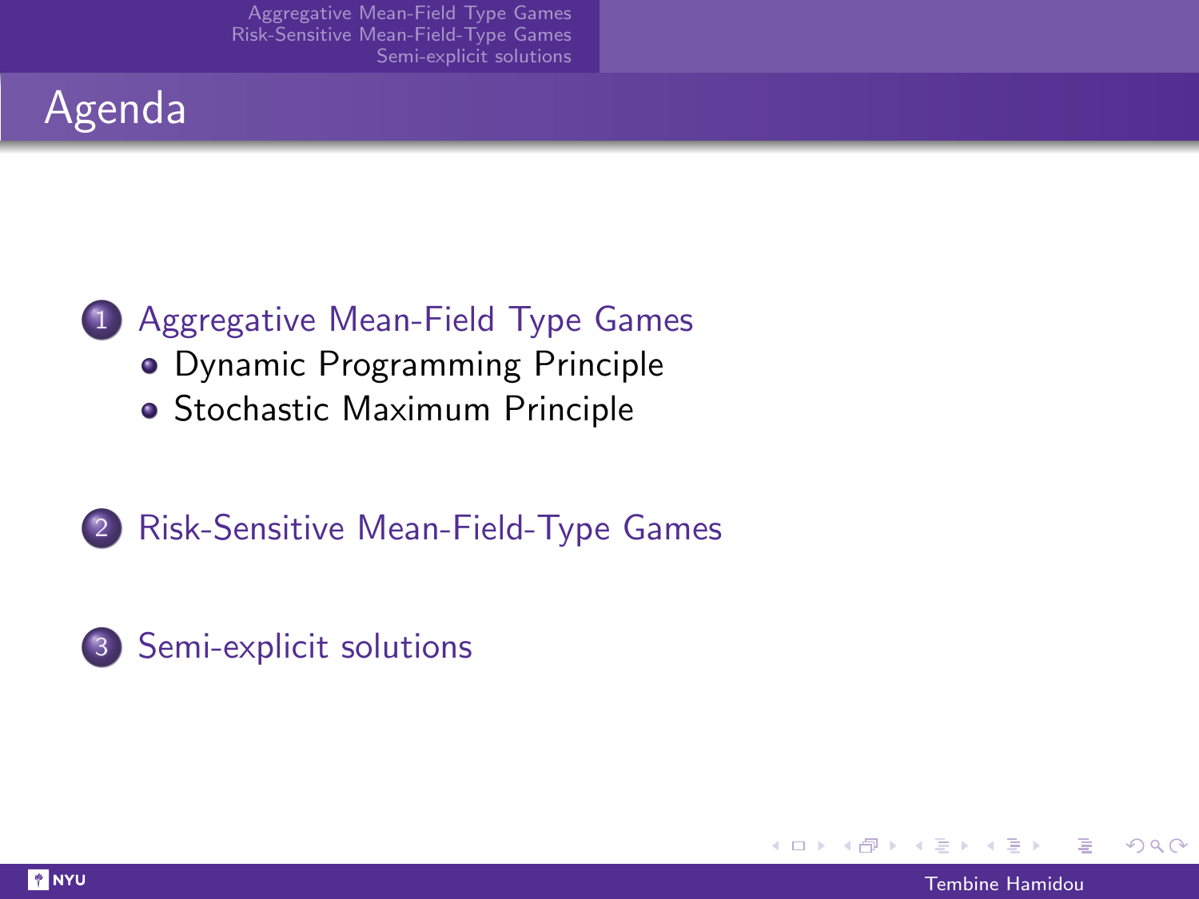# Agenda

1. Aggregative Mean-Field Type Games
   - Dynamic Programming Principle
   - Stochastic Maximum Principle

2. Risk-Sensitive Mean-Field-Type Games

3. Semi-explicit solutions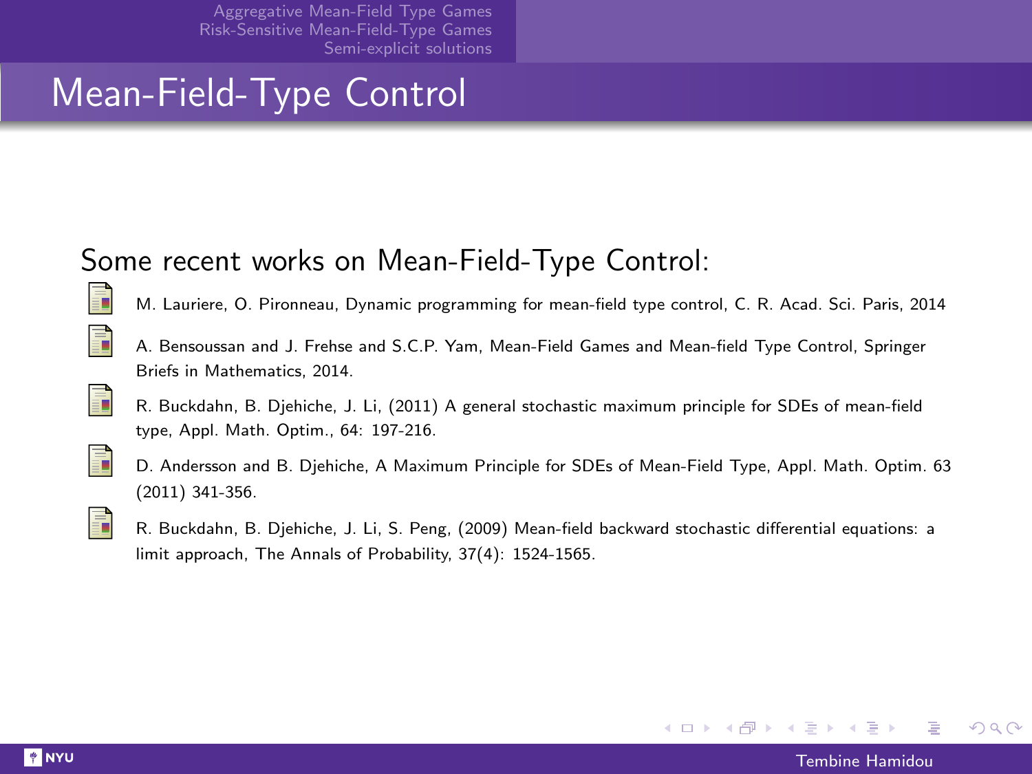# Mean-Field-Type Control

## Some recent works on Mean-Field-Type Control:

- M. Lauriere, O. Pironneau, Dynamic programming for mean-field type control, C. R. Acad. Sci. Paris, 2014
- A. Bensoussan and J. Frehse and S.C.P. Yam, Mean-Field Games and Mean-field Type Control, Springer Briefs in Mathematics, 2014.
- R. Buckdahn, B. Djehiche, J. Li, (2011) A general stochastic maximum principle for SDEs of mean-field type, Appl. Math. Optim., 64: 197-216.
- D. Andersson and B. Djehiche, A Maximum Principle for SDEs of Mean-Field Type, Appl. Math. Optim. 63 (2011) 341-356.
- R. Buckdahn, B. Djehiche, J. Li, S. Peng, (2009) Mean-field backward stochastic differential equations: a limit approach, The Annals of Probability, 37(4): 1524-1565.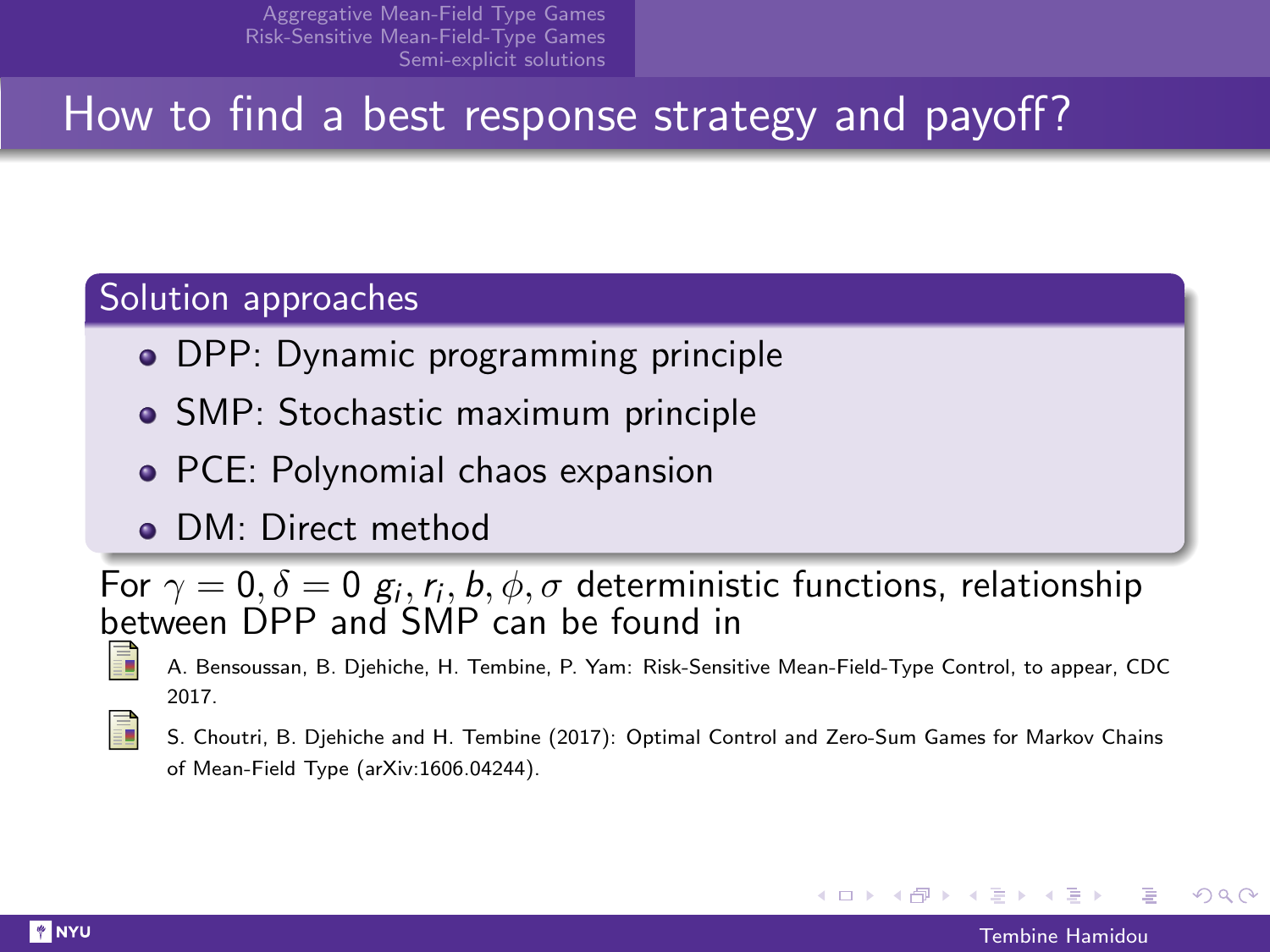# How to find a best response strategy and payoff?

## Solution approaches

- DPP: Dynamic programming principle
- SMP: Stochastic maximum principle
- PCE: Polynomial chaos expansion
- DM: Direct method

For $\gamma = 0, \delta = 0$ $g_i, r_i, b, \phi, \sigma$ deterministic functions, relationship between DPP and SMP can be found in

- A. Bensoussan, B. Djehiche, H. Tembine, P. Yam: Risk-Sensitive Mean-Field-Type Control, to appear, CDC 2017.
- S. Choutri, B. Djehiche and H. Tembine (2017): Optimal Control and Zero-Sum Games for Markov Chains of Mean-Field Type (arXiv:1606.04244).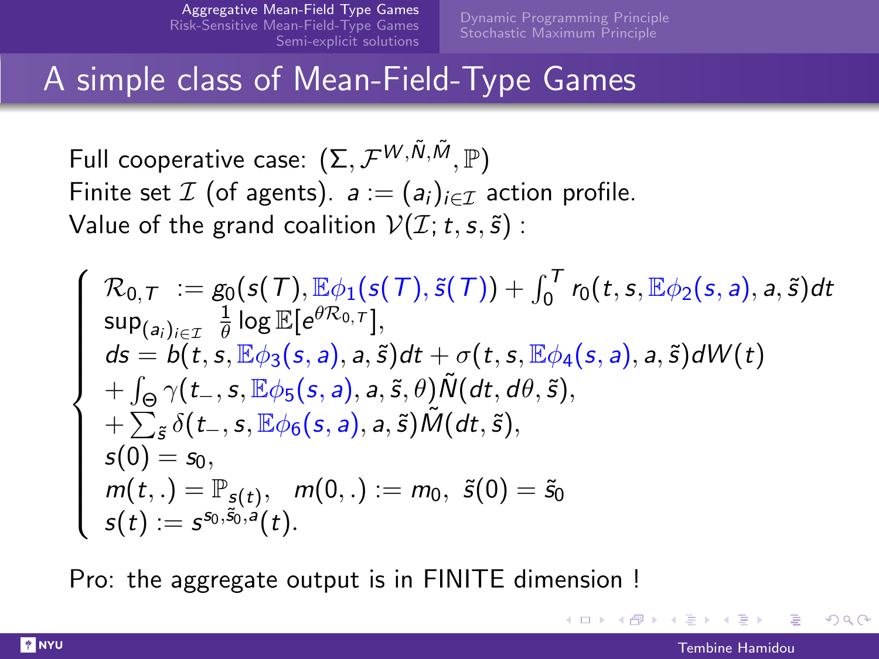# A simple class of Mean-Field-Type Games

Full cooperative case: $(\Sigma, \mathcal{F}^{W,\tilde{N},\tilde{M}}, \mathbb{P})$
Finite set $\mathcal{I}$ (of agents). $a := (a_i)_{i\in\mathcal{I}}$ action profile.
Value of the grand coalition $\mathcal{V}(\mathcal{I}; t, s, \tilde{s})$ :

$$
\left\{
\begin{array}{l}
\mathcal{R}_{0,T} \ := g_0(s(T), \mathbb{E}\phi_1(s(T), \tilde{s}(T)) + \int_0^T r_0(t, s, \mathbb{E}\phi_2(s, a), a, \tilde{s})dt \\
\sup_{(a_i)_{i\in\mathcal{I}}} \ \frac{1}{\theta} \log \mathbb{E}[e^{\theta \mathcal{R}_{0,T}}], \\
ds = b(t, s, \mathbb{E}\phi_3(s, a), a, \tilde{s})dt + \sigma(t, s, \mathbb{E}\phi_4(s, a), a, \tilde{s})dW(t) \\
+ \int_\Theta \gamma(t_-, s, \mathbb{E}\phi_5(s, a), a, \tilde{s}, \theta)\tilde{N}(dt, d\theta, \tilde{s}), \\
+ \sum_{\tilde{s}} \delta(t_-, s, \mathbb{E}\phi_6(s, a), a, \tilde{s})\tilde{M}(dt, \tilde{s}), \\
s(0) = s_0, \\
m(t, .) = \mathbb{P}_{s(t)}, \quad m(0, .) := m_0, \ \tilde{s}(0) = \tilde{s}_0 \\
s(t) := s^{s_0, \tilde{s}_0, a}(t).
\end{array}
\right.
$$

Pro: the aggregate output is in FINITE dimension !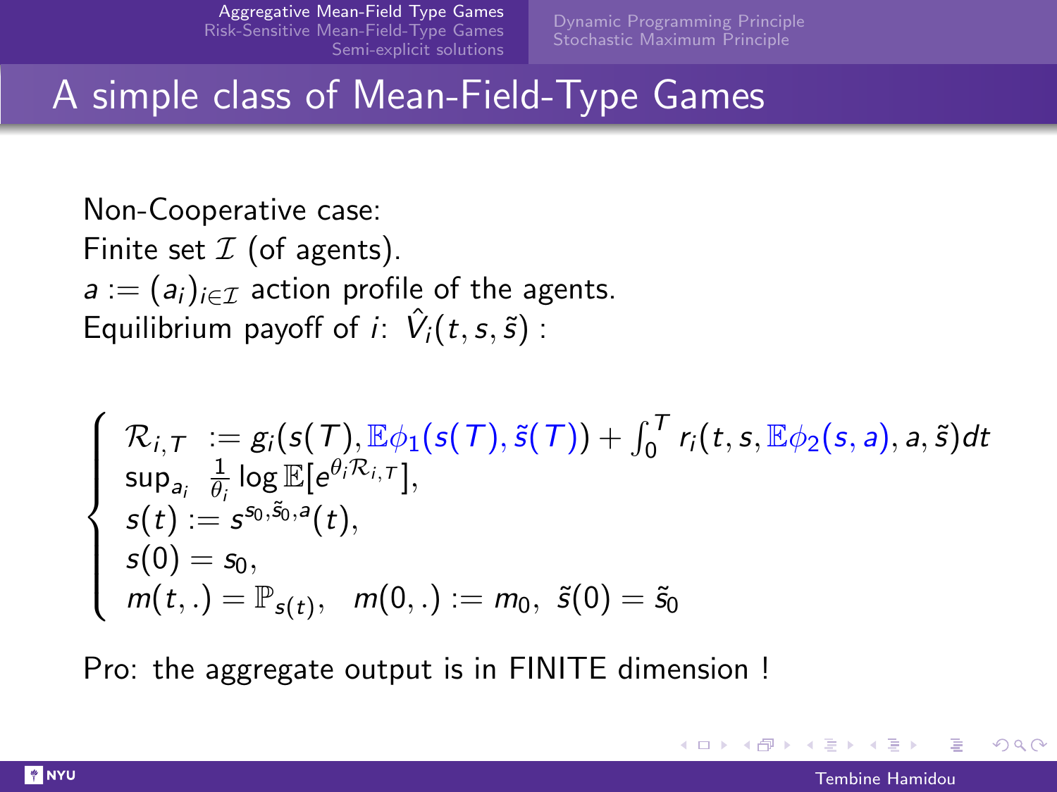# A simple class of Mean-Field-Type Games

Non-Cooperative case:
Finite set $\mathcal{I}$ (of agents).
$a := (a_i)_{i \in \mathcal{I}}$ action profile of the agents.
Equilibrium payoff of $i$: $\hat{V}_i(t, s, \tilde{s})$ :

$$
\begin{cases}
\mathcal{R}_{i,T} := g_i(s(T), \mathbb{E}\phi_1(s(T), \tilde{s}(T)) + \int_0^T r_i(t, s, \mathbb{E}\phi_2(s, a), a, \tilde{s}) dt \\
\sup_{a_i} \ \frac{1}{\theta_i} \log \mathbb{E}[e^{\theta_i \mathcal{R}_{i,T}}], \\
s(t) := s^{s_0, \tilde{s}_0, a}(t), \\
s(0) = s_0, \\
m(t, .) = \mathbb{P}_{s(t)}, \quad m(0, .) := m_0, \ \tilde{s}(0) = \tilde{s}_0
\end{cases}
$$

Pro: the aggregate output is in FINITE dimension !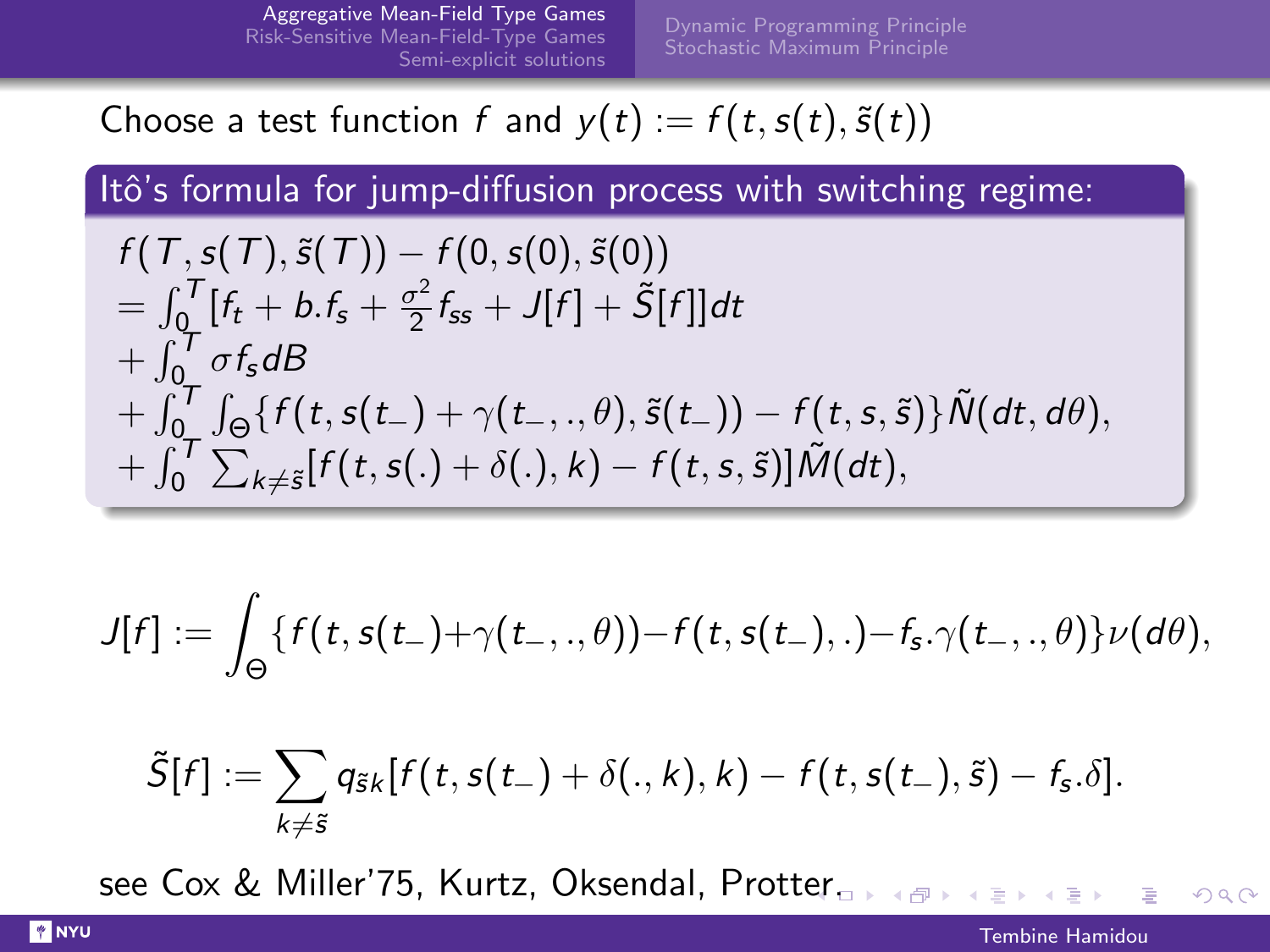Choose a test function $f$ and $y(t) := f(t, s(t), \tilde{s}(t))$

**Itô's formula for jump-diffusion process with switching regime:**

$$
\begin{aligned}
& f(T, s(T), \tilde{s}(T)) - f(0, s(0), \tilde{s}(0)) \\
& = \int_0^T [f_t + b.f_s + \frac{\sigma^2}{2} f_{ss} + J[f] + \tilde{S}[f]] dt \\
& + \int_0^T \sigma f_s dB \\
& + \int_0^T \int_\Theta \{ f(t, s(t_-) + \gamma(t_-, ., \theta), \tilde{s}(t_-)) - f(t, s, \tilde{s}) \} \tilde{N}(dt, d\theta), \\
& + \int_0^T \sum_{k \neq \tilde{s}} [f(t, s(.) + \delta(.), k) - f(t, s, \tilde{s})] \tilde{M}(dt),
\end{aligned}
$$

$$
J[f] := \int_\Theta \{ f(t, s(t_-) + \gamma(t_-, ., \theta)) - f(t, s(t_-), .) - f_s.\gamma(t_-, ., \theta) \} \nu(d\theta),
$$

$$
\tilde{S}[f] := \sum_{k \neq \tilde{s}} q_{\tilde{s}k} [f(t, s(t_-) + \delta(., k), k) - f(t, s(t_-), \tilde{s}) - f_s.\delta].
$$

see Cox & Miller'75, Kurtz, Oksendal, Protter.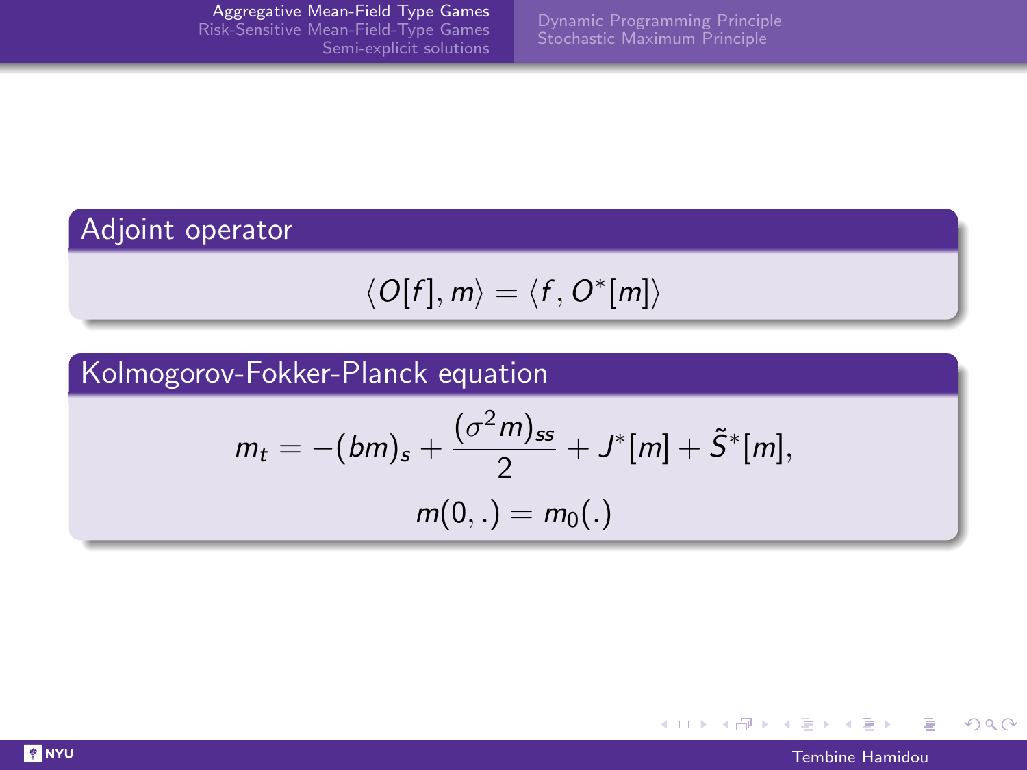## Adjoint operator

$$\langle O[f], m \rangle = \langle f, O^*[m] \rangle$$

## Kolmogorov-Fokker-Planck equation

$$m_t = -(bm)_s + \frac{(\sigma^2 m)_{ss}}{2} + J^*[m] + \tilde{S}^*[m],$$

$$m(0,.) = m_0(.)$$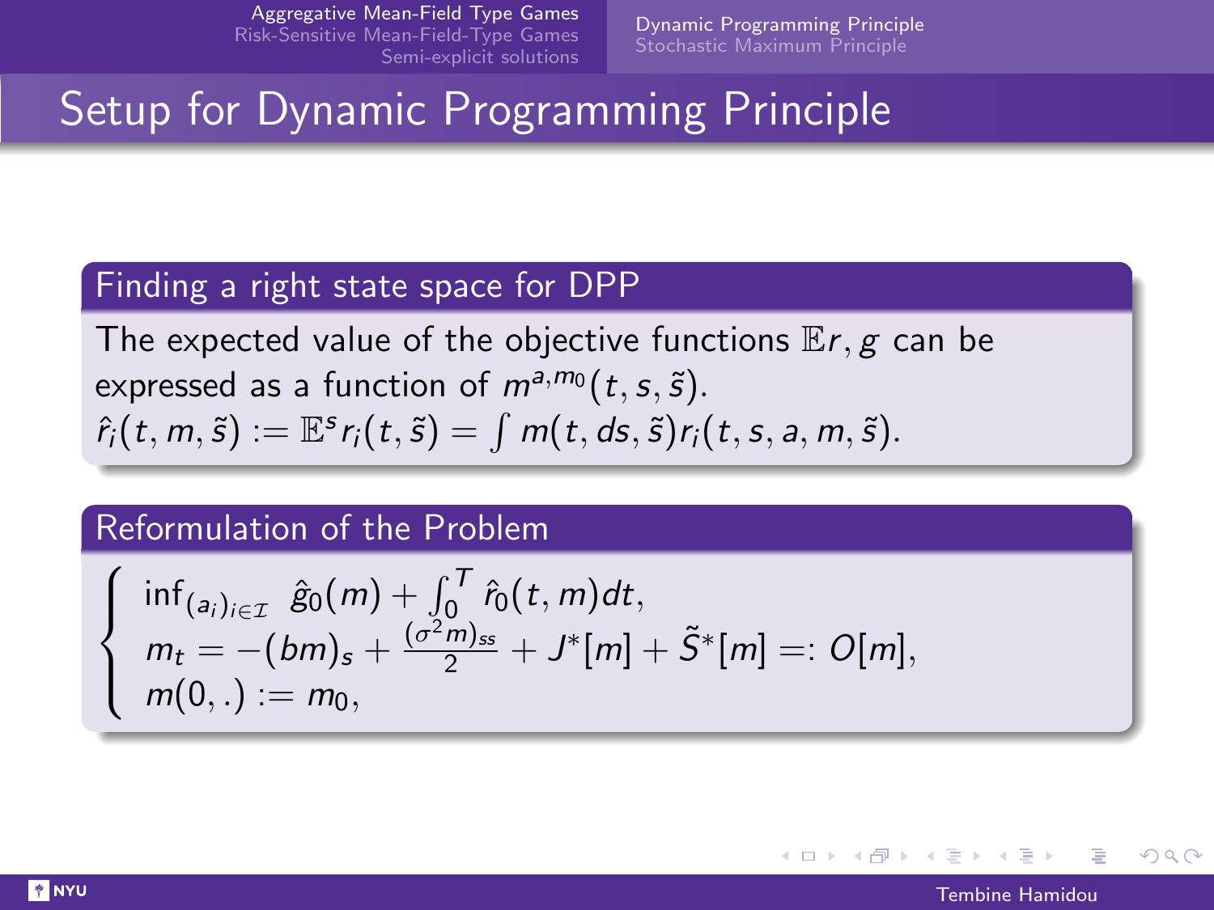# Setup for Dynamic Programming Principle

### Finding a right state space for DPP

The expected value of the objective functions $\mathbb{E}r, g$ can be expressed as a function of $m^{a,m_0}(t,s,\tilde{s})$.
$\hat{r}_i(t,m,\tilde{s}) := \mathbb{E}^s r_i(t,\tilde{s}) = \int m(t,ds,\tilde{s}) r_i(t,s,a,m,\tilde{s})$.

### Reformulation of the Problem

$$
\left\{
\begin{array}{l}
\inf_{(a_i)_{i\in\mathcal{I}}} \ \hat{g}_0(m) + \int_0^T \hat{r}_0(t,m)dt, \\
m_t = -(bm)_s + \frac{(\sigma^2 m)_{ss}}{2} + J^*[m] + \tilde{S}^*[m] =: O[m], \\
m(0,.) := m_0,
\end{array}
\right.
$$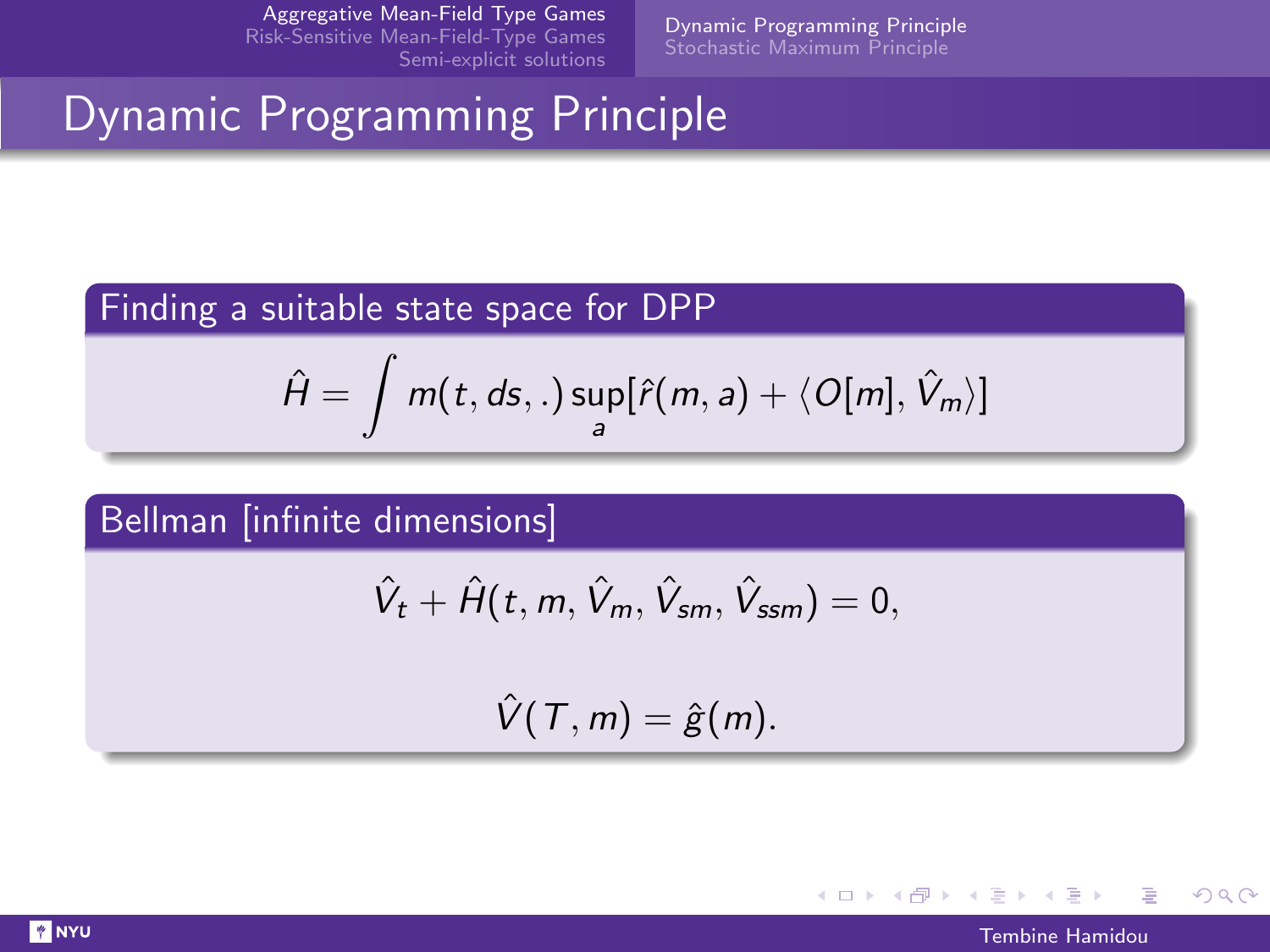# Dynamic Programming Principle

## Finding a suitable state space for DPP

$$\hat{H} = \int m(t, ds, .) \sup_a [\hat{r}(m, a) + \langle O[m], \hat{V}_m \rangle]$$

## Bellman [infinite dimensions]

$$\hat{V}_t + \hat{H}(t, m, \hat{V}_m, \hat{V}_{sm}, \hat{V}_{ssm}) = 0,$$

$$\hat{V}(T, m) = \hat{g}(m).$$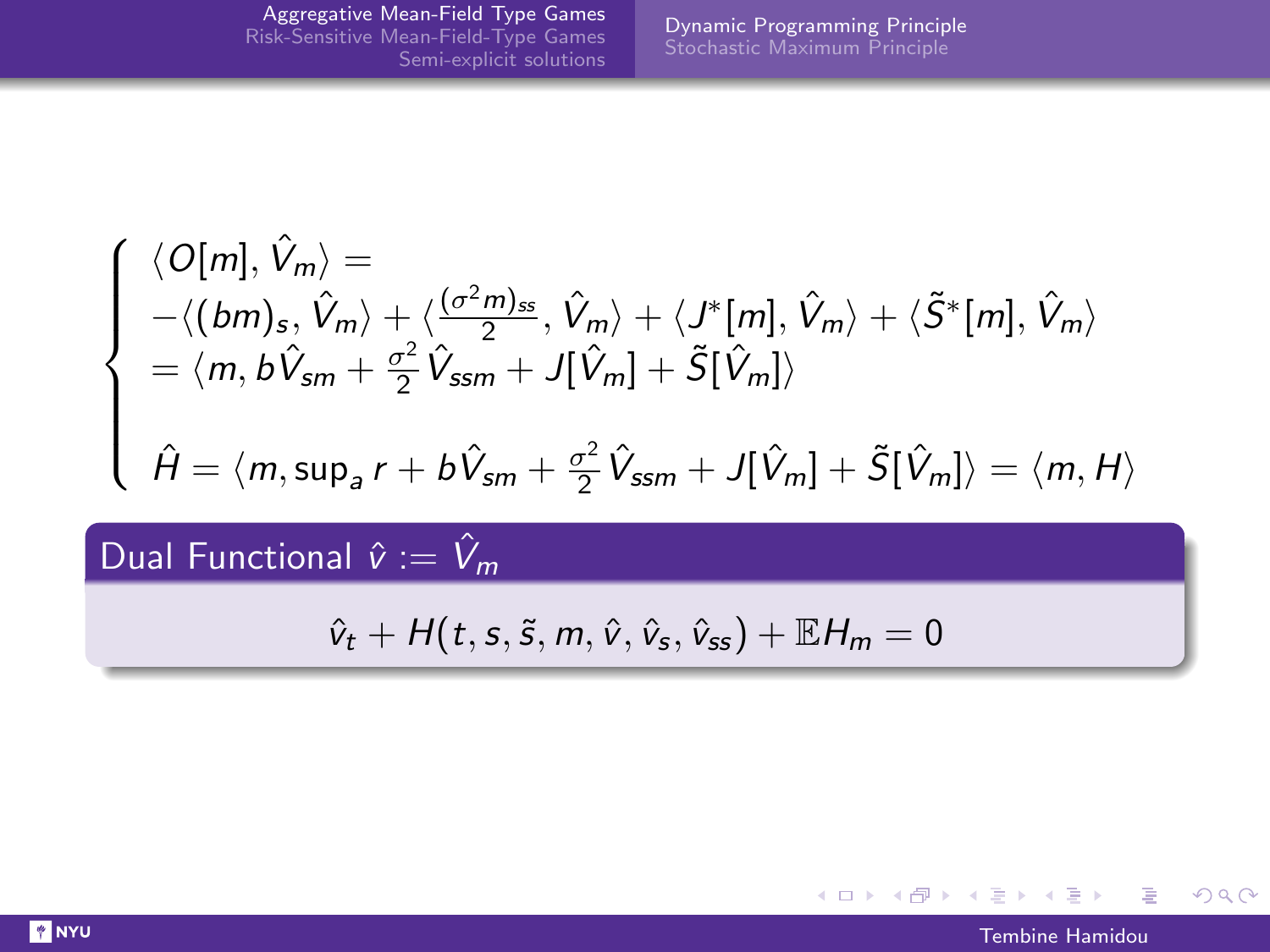$$
\begin{cases}
\langle O[m], \hat{V}_m \rangle = \\
-\langle (bm)_s, \hat{V}_m \rangle + \langle \frac{(\sigma^2 m)_{ss}}{2}, \hat{V}_m \rangle + \langle J^*[m], \hat{V}_m \rangle + \langle \tilde{S}^*[m], \hat{V}_m \rangle \\
= \langle m, b\hat{V}_{sm} + \frac{\sigma^2}{2} \hat{V}_{ssm} + J[\hat{V}_m] + \tilde{S}[\hat{V}_m] \rangle \\
\\
\hat{H} = \langle m, \sup_a r + b\hat{V}_{sm} + \frac{\sigma^2}{2} \hat{V}_{ssm} + J[\hat{V}_m] + \tilde{S}[\hat{V}_m] \rangle = \langle m, H \rangle
\end{cases}
$$

**Dual Functional $\hat{v} := \hat{V}_m$**

$$
\hat{v}_t + H(t, s, \tilde{s}, m, \hat{v}, \hat{v}_s, \hat{v}_{ss}) + \mathbb{E} H_m = 0
$$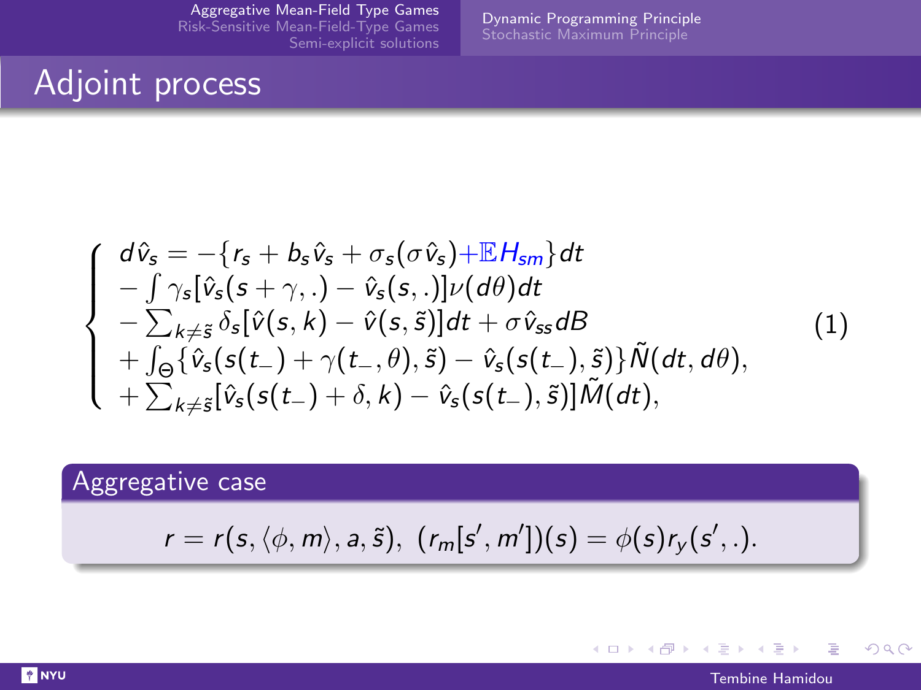# Adjoint process

$$
\left\{
\begin{array}{l}
d\hat{v}_s = -\{r_s + b_s\hat{v}_s + \sigma_s(\sigma\hat{v}_s) + \mathbb{E}H_{sm}\}dt \\
-\int \gamma_s[\hat{v}_s(s+\gamma,.) - \hat{v}_s(s,.)]\nu(d\theta)dt \\
-\sum_{k\neq\tilde{s}} \delta_s[\hat{v}(s,k) - \hat{v}(s,\tilde{s})]dt + \sigma\hat{v}_{ss}dB \\
+\int_\Theta \{\hat{v}_s(s(t_-) + \gamma(t_-,\theta),\tilde{s}) - \hat{v}_s(s(t_-),\tilde{s})\}\tilde{N}(dt,d\theta), \\
+\sum_{k\neq\tilde{s}}[\hat{v}_s(s(t_-)+\delta,k) - \hat{v}_s(s(t_-),\tilde{s})]\tilde{M}(dt),
\end{array}
\right.
\tag{1}
$$

**Aggregative case**

$$
r = r(s, \langle\phi, m\rangle, a, \tilde{s}), \;\; (r_m[s', m'])(s) = \phi(s) r_y(s', .).
$$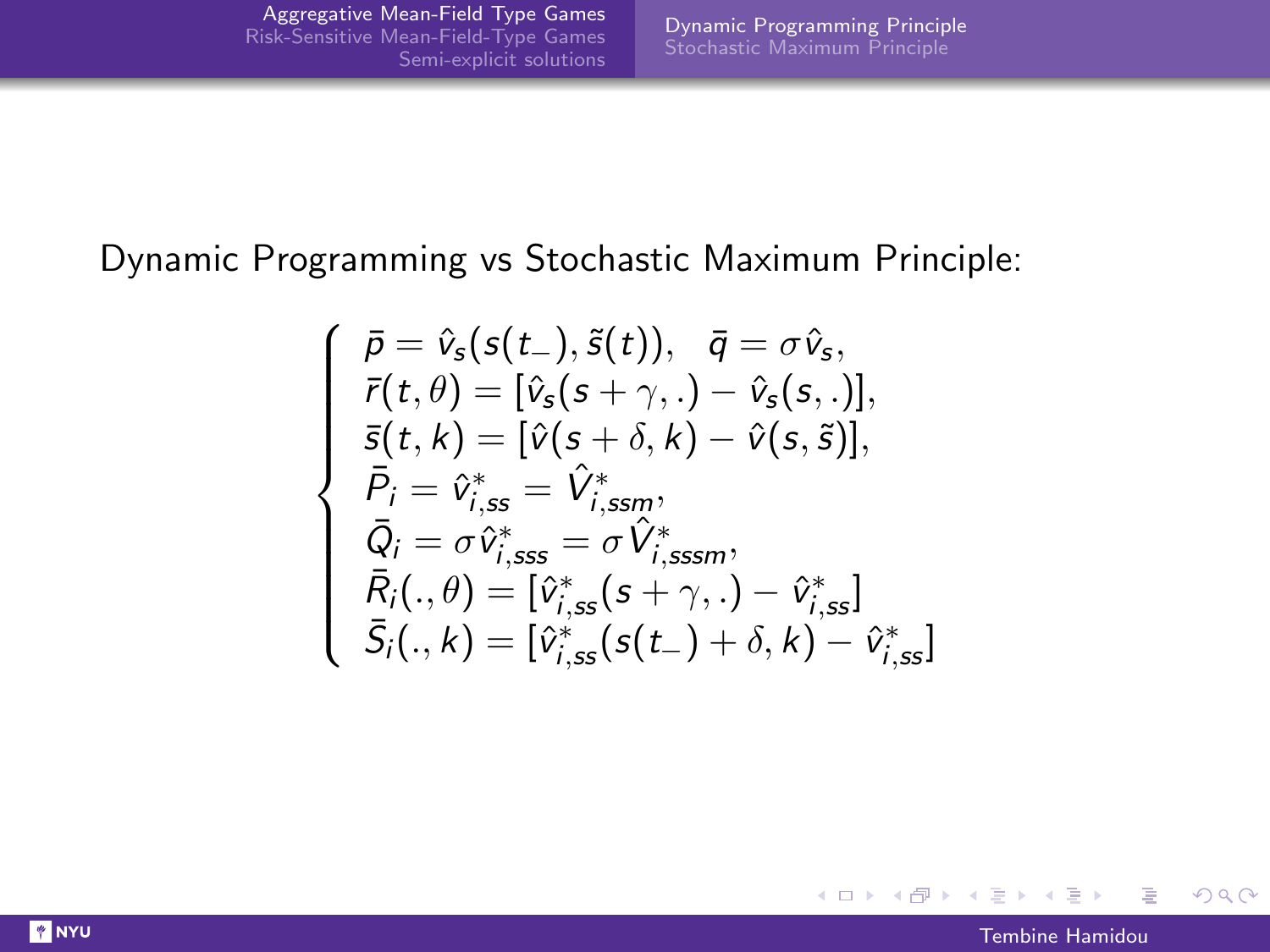Dynamic Programming vs Stochastic Maximum Principle:

$$
\left\{
\begin{array}{l}
\bar{p} = \hat{v}_s(s(t_-), \tilde{s}(t)), \quad \bar{q} = \sigma \hat{v}_s, \\
\bar{r}(t,\theta) = [\hat{v}_s(s+\gamma, .) - \hat{v}_s(s, .)], \\
\bar{s}(t,k) = [\hat{v}(s+\delta, k) - \hat{v}(s, \tilde{s})], \\
\bar{P}_i = \hat{v}^*_{i,ss} = \hat{V}^*_{i,ssm}, \\
\bar{Q}_i = \sigma \hat{v}^*_{i,sss} = \sigma \hat{V}^*_{i,sssm}, \\
\bar{R}_i(.,\theta) = [\hat{v}^*_{i,ss}(s+\gamma, .) - \hat{v}^*_{i,ss}] \\
\bar{S}_i(.,k) = [\hat{v}^*_{i,ss}(s(t_-)+\delta, k) - \hat{v}^*_{i,ss}]
\end{array}
\right.
$$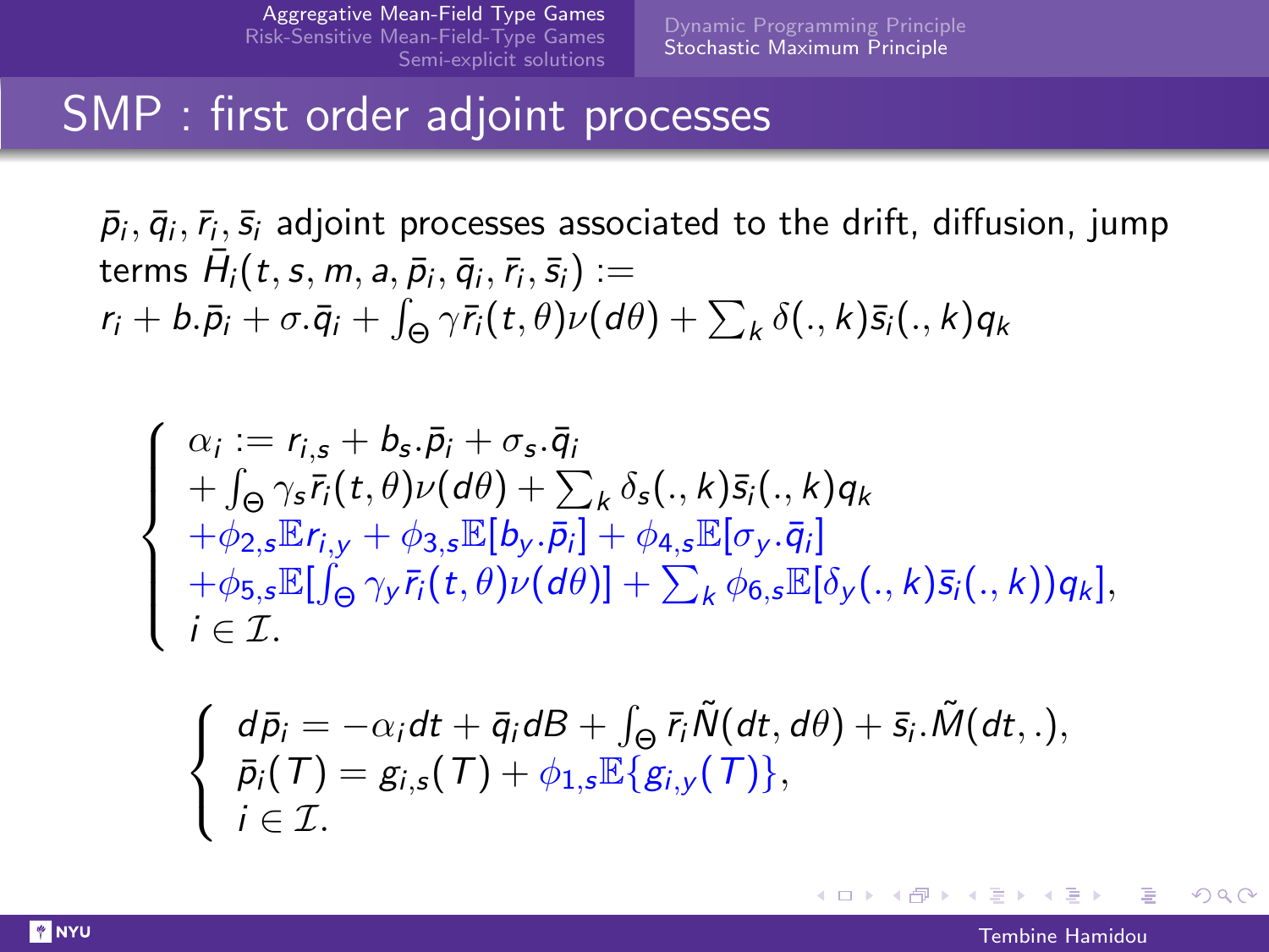# SMP : first order adjoint processes

$\bar{p}_i, \bar{q}_i, \bar{r}_i, \bar{s}_i$ adjoint processes associated to the drift, diffusion, jump terms $\bar{H}_i(t, s, m, a, \bar{p}_i, \bar{q}_i, \bar{r}_i, \bar{s}_i) :=$
$r_i + b.\bar{p}_i + \sigma.\bar{q}_i + \int_\Theta \gamma \bar{r}_i(t,\theta)\nu(d\theta) + \sum_k \delta(.,k)\bar{s}_i(.,k)q_k$

$$
\left\{
\begin{array}{l}
\alpha_i := r_{i,s} + b_s.\bar{p}_i + \sigma_s.\bar{q}_i \\
+ \int_\Theta \gamma_s \bar{r}_i(t,\theta)\nu(d\theta) + \sum_k \delta_s(.,k)\bar{s}_i(.,k)q_k \\
+\phi_{2,s}\mathbb{E}r_{i,y} + \phi_{3,s}\mathbb{E}[b_y.\bar{p}_i] + \phi_{4,s}\mathbb{E}[\sigma_y.\bar{q}_i] \\
+\phi_{5,s}\mathbb{E}[\int_\Theta \gamma_y \bar{r}_i(t,\theta)\nu(d\theta)] + \sum_k \phi_{6,s}\mathbb{E}[\delta_y(.,k)\bar{s}_i(.,k))q_k], \\
i \in \mathcal{I}.
\end{array}
\right.
$$

$$
\left\{
\begin{array}{l}
d\bar{p}_i = -\alpha_i dt + \bar{q}_i dB + \int_\Theta \bar{r}_i \tilde{N}(dt,d\theta) + \bar{s}_i.\tilde{M}(dt,.), \\
\bar{p}_i(T) = g_{i,s}(T) + \phi_{1,s}\mathbb{E}\{g_{i,y}(T)\}, \\
i \in \mathcal{I}.
\end{array}
\right.
$$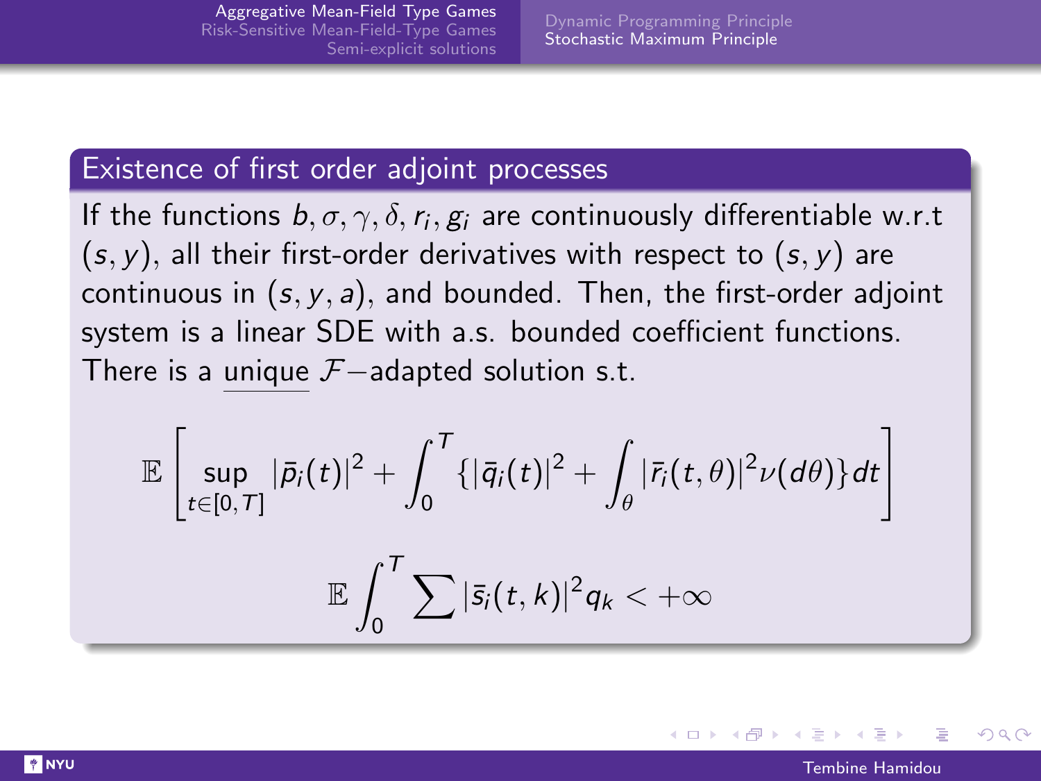## Existence of first order adjoint processes

If the functions $b, \sigma, \gamma, \delta, r_i, g_i$ are continuously differentiable w.r.t $(s, y)$, all their first-order derivatives with respect to $(s, y)$ are continuous in $(s, y, a)$, and bounded. Then, the first-order adjoint system is a linear SDE with a.s. bounded coefficient functions. There is a unique $\mathcal{F}-$adapted solution s.t.

$$\mathbb{E}\left[\sup_{t\in[0,T]} |\bar{p}_i(t)|^2 + \int_0^T \{|\bar{q}_i(t)|^2 + \int_\theta |\bar{r}_i(t,\theta)|^2 \nu(d\theta)\} dt\right]$$

$$\mathbb{E}\int_0^T \sum |\bar{s}_i(t,k)|^2 q_k < +\infty$$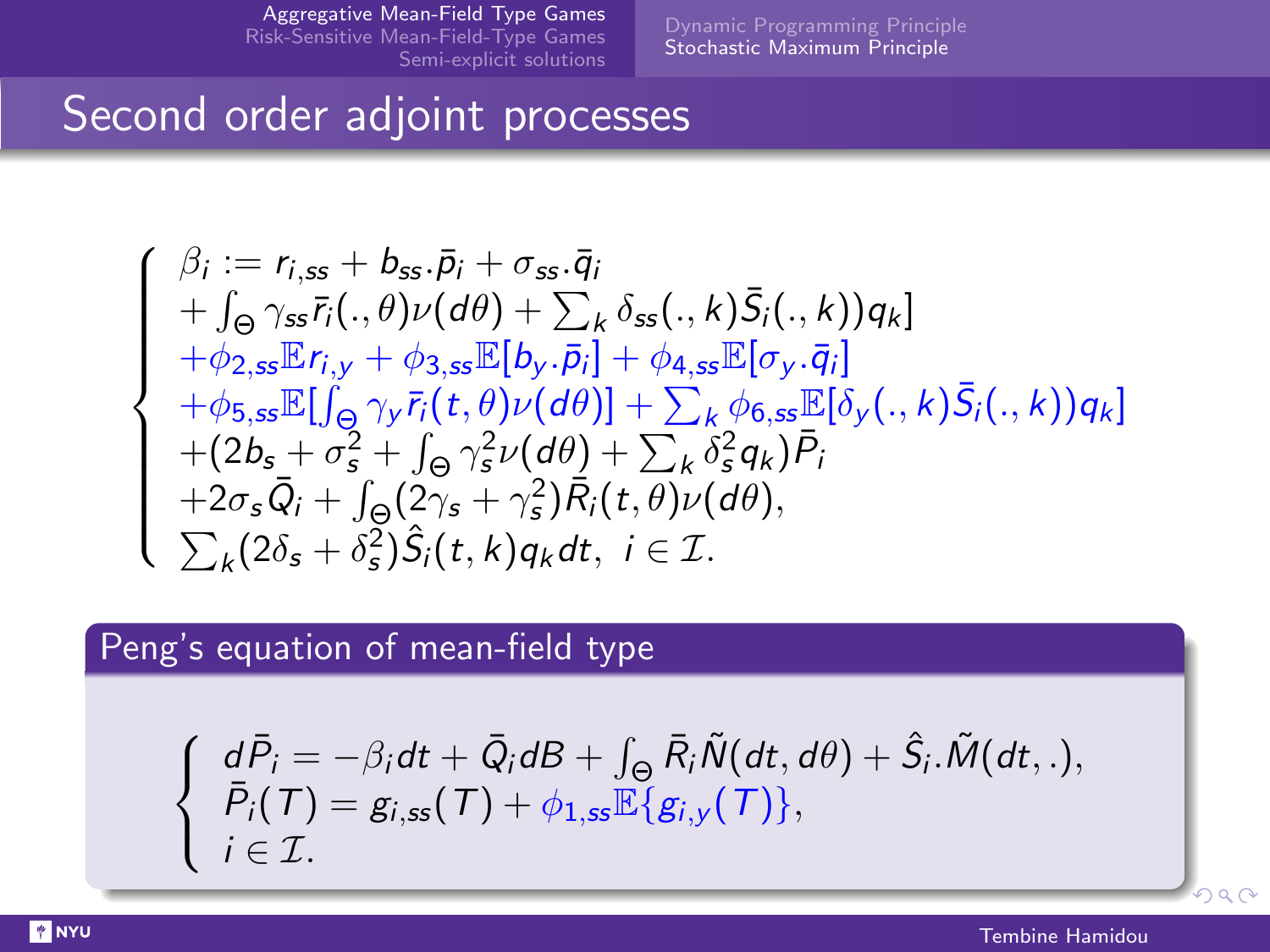## Second order adjoint processes

$$
\left\{
\begin{array}{l}
\beta_i := r_{i,ss} + b_{ss}.\bar{p}_i + \sigma_{ss}.\bar{q}_i \\
+ \int_\Theta \gamma_{ss}\bar{r}_i(.,\theta)\nu(d\theta) + \sum_k \delta_{ss}(.,k)\bar{S}_i(.,k))q_k] \\
+\phi_{2,ss}\mathbb{E}r_{i,y} + \phi_{3,ss}\mathbb{E}[b_y.\bar{p}_i] + \phi_{4,ss}\mathbb{E}[\sigma_y.\bar{q}_i] \\
+\phi_{5,ss}\mathbb{E}[\int_\Theta \gamma_y \bar{r}_i(t,\theta)\nu(d\theta)] + \sum_k \phi_{6,ss}\mathbb{E}[\delta_y(.,k)\bar{S}_i(.,k))q_k] \\
+(2b_s + \sigma_s^2 + \int_\Theta \gamma_s^2\nu(d\theta) + \sum_k \delta_s^2 q_k)\bar{P}_i \\
+2\sigma_s\bar{Q}_i + \int_\Theta (2\gamma_s + \gamma_s^2)\bar{R}_i(t,\theta)\nu(d\theta), \\
\sum_k (2\delta_s + \delta_s^2)\hat{S}_i(t,k)q_k dt, \;\; i \in \mathcal{I}.
\end{array}
\right.
$$

### Peng's equation of mean-field type

$$
\left\{
\begin{array}{l}
d\bar{P}_i = -\beta_i dt + \bar{Q}_i dB + \int_\Theta \bar{R}_i \tilde{N}(dt,d\theta) + \hat{S}_i.\tilde{M}(dt,.), \\
\bar{P}_i(T) = g_{i,ss}(T) + \phi_{1,ss}\mathbb{E}\{g_{i,y}(T)\}, \\
i \in \mathcal{I}.
\end{array}
\right.
$$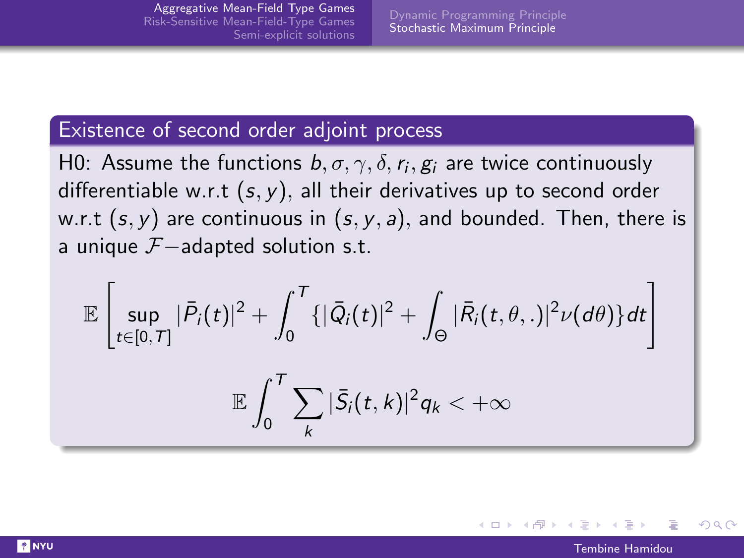## Existence of second order adjoint process

H0: Assume the functions $b, \sigma, \gamma, \delta, r_i, g_i$ are twice continuously differentiable w.r.t $(s, y)$, all their derivatives up to second order w.r.t $(s, y)$ are continuous in $(s, y, a)$, and bounded. Then, there is a unique $\mathcal{F}-$adapted solution s.t.

$$\mathbb{E}\left[\sup_{t\in[0,T]} |\bar{P}_i(t)|^2 + \int_0^T \{|\bar{Q}_i(t)|^2 + \int_\Theta |\bar{R}_i(t,\theta,.)|^2 \nu(d\theta)\} dt\right]$$

$$\mathbb{E}\int_0^T \sum_k |\bar{S}_i(t,k)|^2 q_k < +\infty$$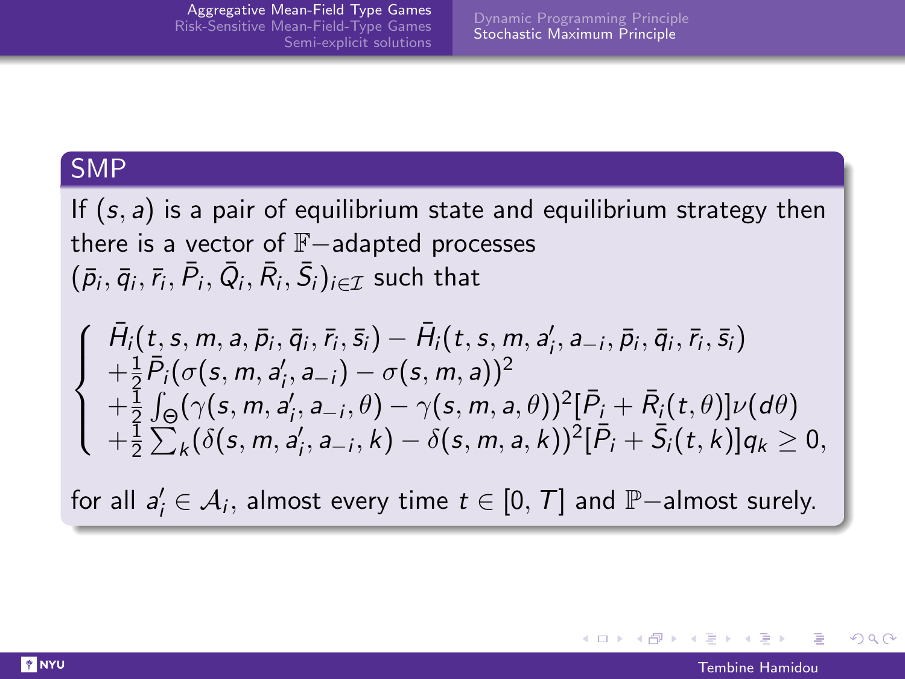## SMP

If $(s, a)$ is a pair of equilibrium state and equilibrium strategy then there is a vector of $\mathbb{F}-$adapted processes $(\bar{p}_i, \bar{q}_i, \bar{r}_i, \bar{P}_i, \bar{Q}_i, \bar{R}_i, \bar{S}_i)_{i\in\mathcal{I}}$ such that

$$
\left\{
\begin{array}{l}
\bar{H}_i(t, s, m, a, \bar{p}_i, \bar{q}_i, \bar{r}_i, \bar{s}_i) - \bar{H}_i(t, s, m, a'_i, a_{-i}, \bar{p}_i, \bar{q}_i, \bar{r}_i, \bar{s}_i) \\
+\frac{1}{2}\bar{P}_i(\sigma(s, m, a'_i, a_{-i}) - \sigma(s, m, a))^2 \\
+\frac{1}{2}\int_\Theta(\gamma(s, m, a'_i, a_{-i}, \theta) - \gamma(s, m, a, \theta))^2[\bar{P}_i + \bar{R}_i(t, \theta)]\nu(d\theta) \\
+\frac{1}{2}\sum_k(\delta(s, m, a'_i, a_{-i}, k) - \delta(s, m, a, k))^2[\bar{P}_i + \bar{S}_i(t, k)]q_k \geq 0,
\end{array}
\right.
$$

for all $a'_i \in \mathcal{A}_i$, almost every time $t \in [0, T]$ and $\mathbb{P}-$almost surely.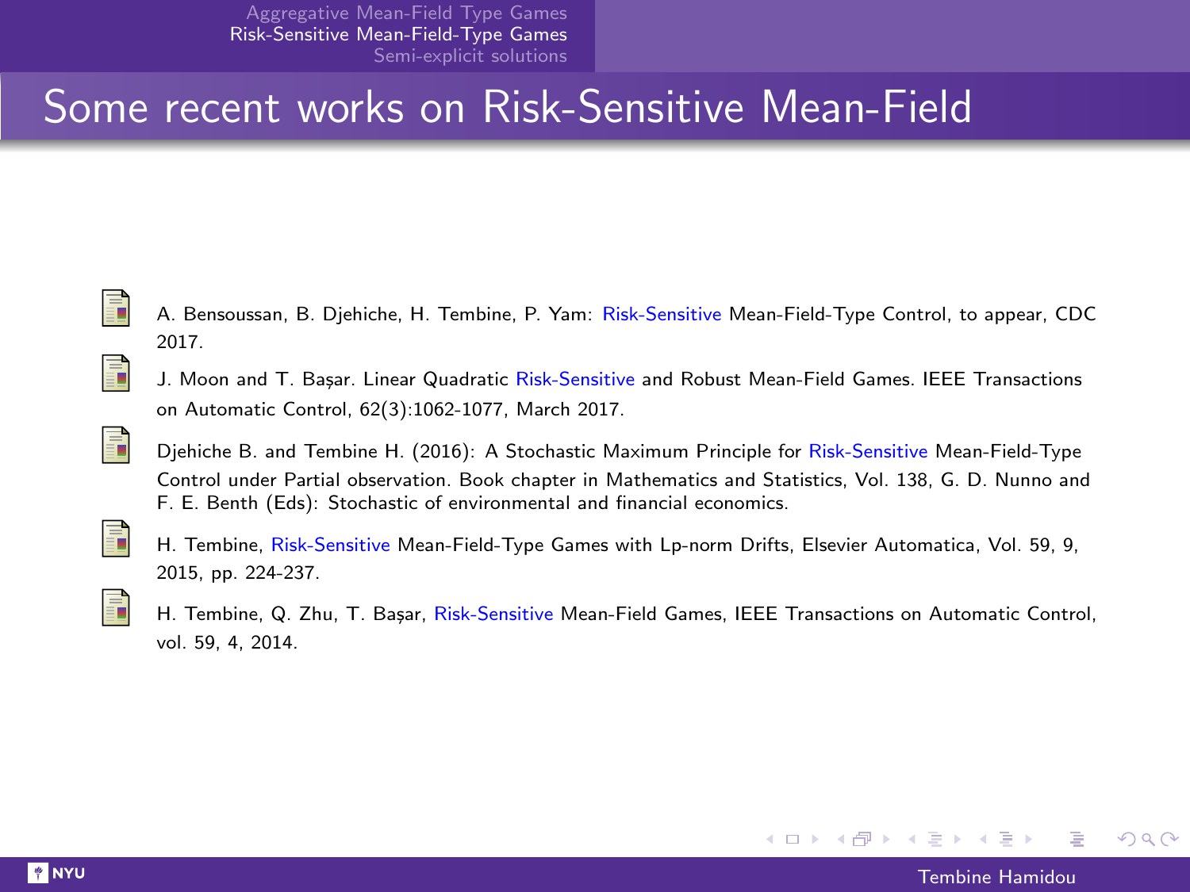# Some recent works on Risk-Sensitive Mean-Field

- A. Bensoussan, B. Djehiche, H. Tembine, P. Yam: Risk-Sensitive Mean-Field-Type Control, to appear, CDC 2017.
- J. Moon and T. Başar. Linear Quadratic Risk-Sensitive and Robust Mean-Field Games. IEEE Transactions on Automatic Control, 62(3):1062-1077, March 2017.
- Djehiche B. and Tembine H. (2016): A Stochastic Maximum Principle for Risk-Sensitive Mean-Field-Type Control under Partial observation. Book chapter in Mathematics and Statistics, Vol. 138, G. D. Nunno and F. E. Benth (Eds): Stochastic of environmental and financial economics.
- H. Tembine, Risk-Sensitive Mean-Field-Type Games with Lp-norm Drifts, Elsevier Automatica, Vol. 59, 9, 2015, pp. 224-237.
- H. Tembine, Q. Zhu, T. Başar, Risk-Sensitive Mean-Field Games, IEEE Transactions on Automatic Control, vol. 59, 4, 2014.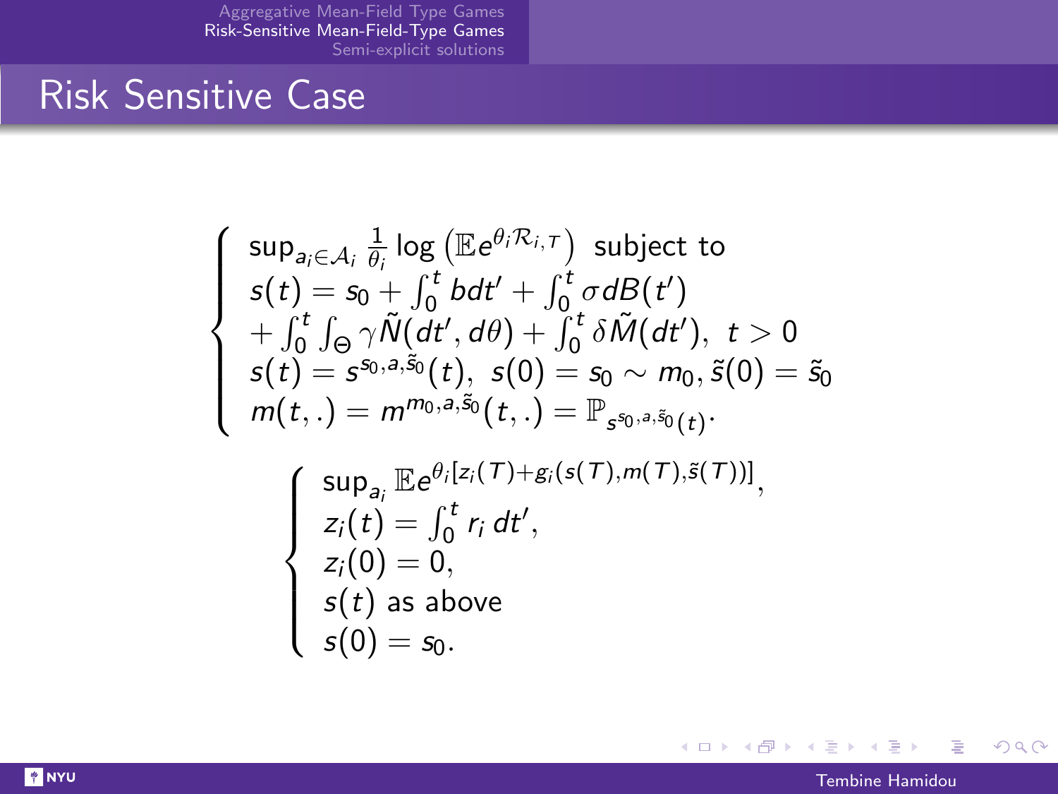# Risk Sensitive Case

$$
\begin{cases}
\sup_{a_i \in \mathcal{A}_i} \frac{1}{\theta_i} \log \left( \mathbb{E} e^{\theta_i \mathcal{R}_{i,T}} \right) \text{ subject to} \\
s(t) = s_0 + \int_0^t b dt' + \int_0^t \sigma dB(t') \\
+ \int_0^t \int_\Theta \gamma \tilde{N}(dt', d\theta) + \int_0^t \delta \tilde{M}(dt'), \ t > 0 \\
s(t) = s^{s_0, a, \tilde{s}_0}(t), \ s(0) = s_0 \sim m_0, \tilde{s}(0) = \tilde{s}_0 \\
m(t,.) = m^{m_0, a, \tilde{s}_0}(t,.) = \mathbb{P}_{s^{s_0, a, \tilde{s}_0}(t)}.
\end{cases}
$$

$$
\begin{cases}
\sup_{a_i} \mathbb{E} e^{\theta_i [z_i(T) + g_i(s(T), m(T), \tilde{s}(T))]}, \\
z_i(t) = \int_0^t r_i \, dt', \\
z_i(0) = 0, \\
s(t) \text{ as above} \\
s(0) = s_0.
\end{cases}
$$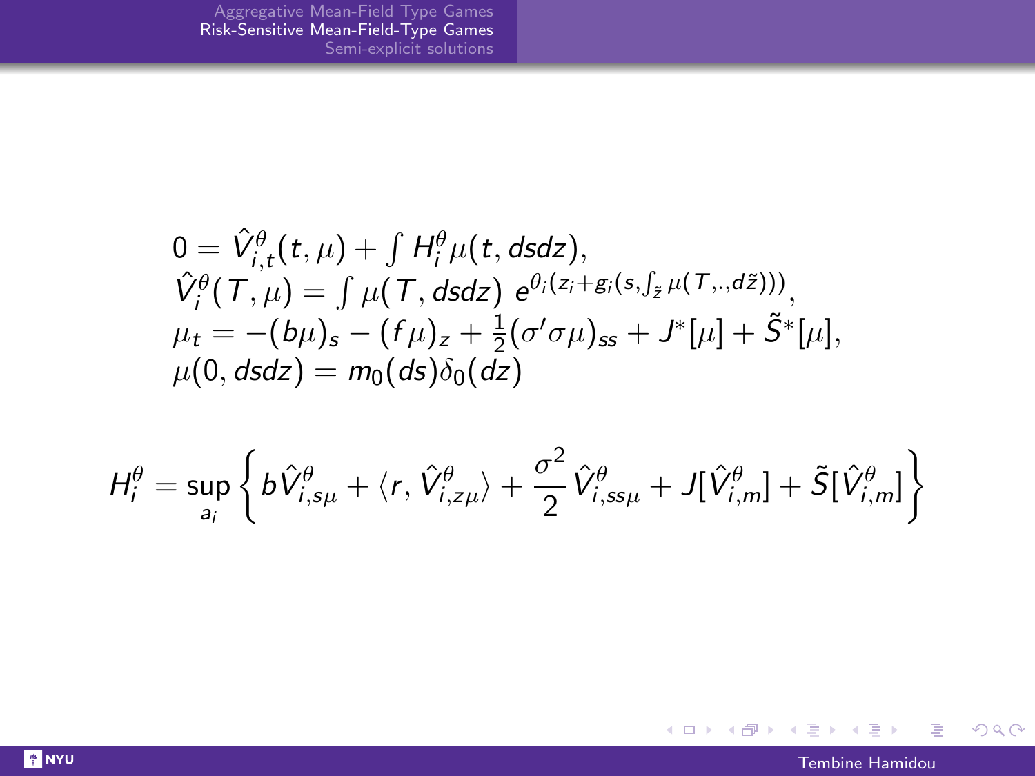$$
\begin{aligned}
&0 = \hat{V}^{\theta}_{i,t}(t,\mu) + \int H^{\theta}_i \mu(t, dsdz),\\
&\hat{V}^{\theta}_i(T,\mu) = \int \mu(T, dsdz)\ e^{\theta_i(z_i + g_i(s, \int_{\tilde{z}} \mu(T,.,d\tilde{z})))},\\
&\mu_t = -(b\mu)_s - (f\mu)_z + \frac{1}{2}(\sigma'\sigma\mu)_{ss} + J^*[\mu] + \tilde{S}^*[\mu],\\
&\mu(0, dsdz) = m_0(ds)\delta_0(dz)
\end{aligned}
$$

$$
H^{\theta}_i = \sup_{a_i} \left\{ b\hat{V}^{\theta}_{i,s\mu} + \langle r, \hat{V}^{\theta}_{i,z\mu} \rangle + \frac{\sigma^2}{2}\hat{V}^{\theta}_{i,ss\mu} + J[\hat{V}^{\theta}_{i,m}] + \tilde{S}[\hat{V}^{\theta}_{i,m}] \right\}
$$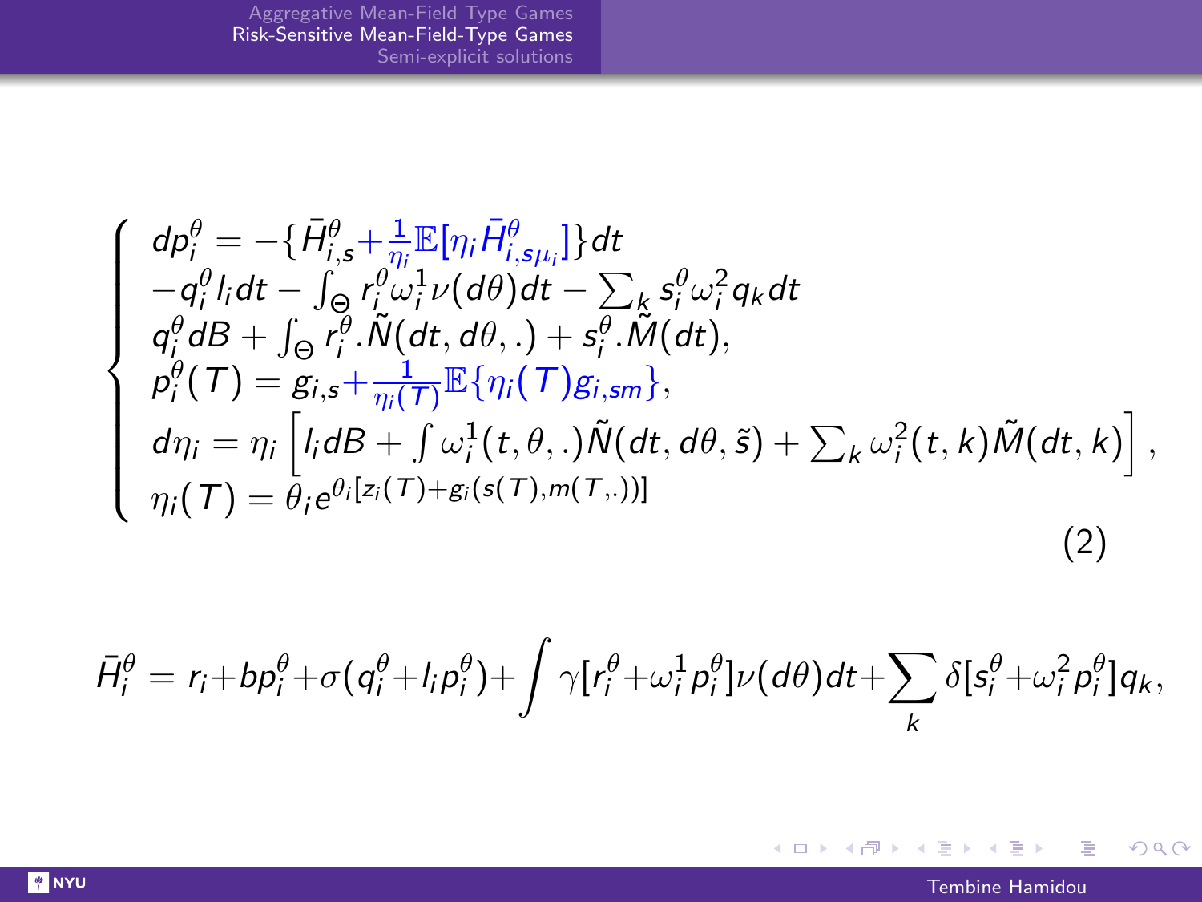$$
\left\{
\begin{array}{l}
dp_i^{\theta} = -\{\bar{H}_{i,s}^{\theta} + \frac{1}{\eta_i}\mathbb{E}[\eta_i \bar{H}_{i,s\mu_i}^{\theta}]\}dt \\
-q_i^{\theta} l_i dt - \int_{\Theta} r_i^{\theta}\omega_i^1 \nu(d\theta)dt - \sum_k s_i^{\theta}\omega_i^2 q_k dt \\
q_i^{\theta} dB + \int_{\Theta} r_i^{\theta}.\tilde{N}(dt, d\theta, .) + s_i^{\theta}.\tilde{M}(dt), \\
p_i^{\theta}(T) = g_{i,s} + \frac{1}{\eta_i(T)}\mathbb{E}\{\eta_i(T) g_{i,sm}\}, \\
d\eta_i = \eta_i \left[ l_i dB + \int \omega_i^1(t,\theta,.)\tilde{N}(dt, d\theta, \tilde{s}) + \sum_k \omega_i^2(t,k)\tilde{M}(dt,k) \right], \\
\eta_i(T) = \theta_i e^{\theta_i [z_i(T) + g_i(s(T), m(T,.))]}
\end{array}
\right.
\tag{2}
$$

$$
\bar{H}_i^{\theta} = r_i + bp_i^{\theta} + \sigma(q_i^{\theta} + l_i p_i^{\theta}) + \int \gamma[r_i^{\theta} + \omega_i^1 p_i^{\theta}]\nu(d\theta)dt + \sum_k \delta[s_i^{\theta} + \omega_i^2 p_i^{\theta}]q_k,
$$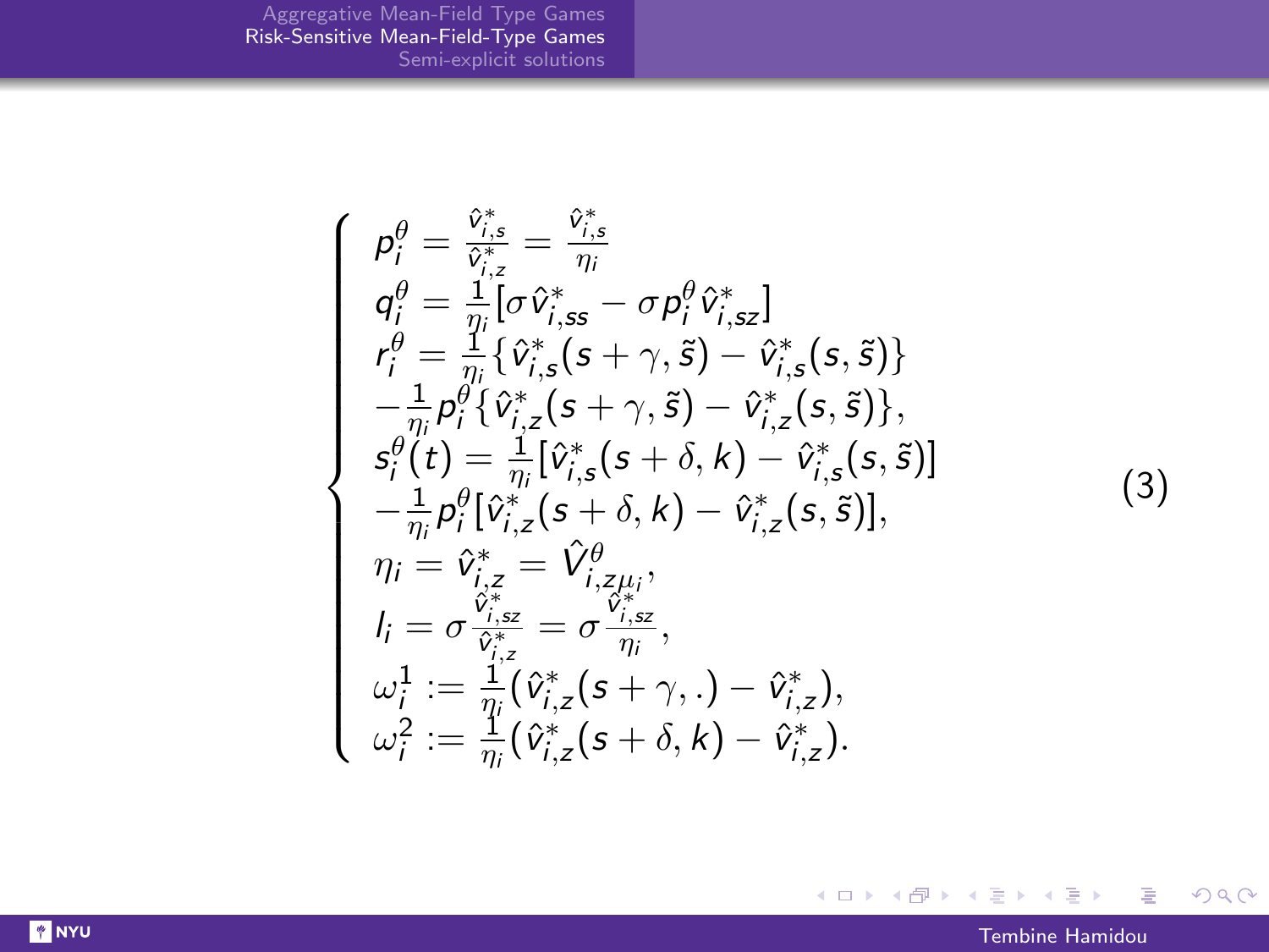$$
\left\{
\begin{array}{l}
p_i^\theta = \frac{\hat{v}^*_{i,s}}{\hat{v}^*_{i,z}} = \frac{\hat{v}^*_{i,s}}{\eta_i} \\
q_i^\theta = \frac{1}{\eta_i}[\sigma \hat{v}^*_{i,ss} - \sigma p_i^\theta \hat{v}^*_{i,sz}] \\
r_i^\theta = \frac{1}{\eta_i}\{\hat{v}^*_{i,s}(s+\gamma, \tilde{s}) - \hat{v}^*_{i,s}(s, \tilde{s})\} \\
-\frac{1}{\eta_i} p_i^\theta \{\hat{v}^*_{i,z}(s+\gamma, \tilde{s}) - \hat{v}^*_{i,z}(s, \tilde{s})\}, \\
s_i^\theta(t) = \frac{1}{\eta_i}[\hat{v}^*_{i,s}(s+\delta, k) - \hat{v}^*_{i,s}(s, \tilde{s})] \\
-\frac{1}{\eta_i} p_i^\theta [\hat{v}^*_{i,z}(s+\delta, k) - \hat{v}^*_{i,z}(s, \tilde{s})], \\
\eta_i = \hat{v}^*_{i,z} = \hat{V}^\theta_{i,z\mu_i}, \\
l_i = \sigma \frac{\hat{v}^*_{i,sz}}{\hat{v}^*_{i,z}} = \sigma \frac{\hat{v}^*_{i,sz}}{\eta_i}, \\
\omega_i^1 := \frac{1}{\eta_i}(\hat{v}^*_{i,z}(s+\gamma, .) - \hat{v}^*_{i,z}), \\
\omega_i^2 := \frac{1}{\eta_i}(\hat{v}^*_{i,z}(s+\delta, k) - \hat{v}^*_{i,z}).
\end{array}
\right.
\tag{3}
$$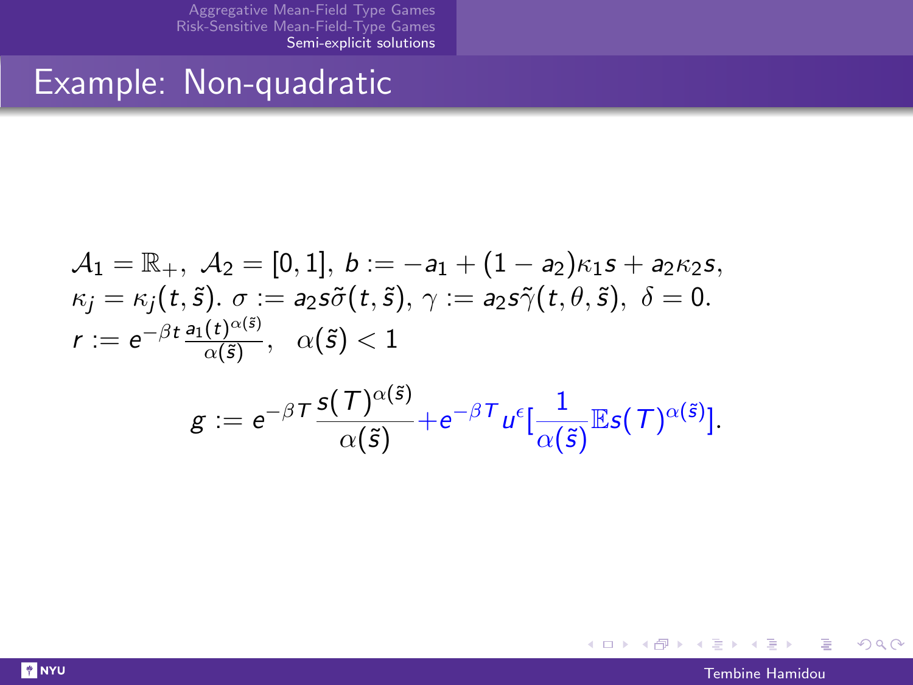# Example: Non-quadratic

$\mathcal{A}_1 = \mathbb{R}_+,\ \mathcal{A}_2 = [0,1],\ b := -a_1 + (1-a_2)\kappa_1 s + a_2\kappa_2 s,$
$\kappa_j = \kappa_j(t, \tilde{s}).\ \sigma := a_2 s\tilde{\sigma}(t, \tilde{s}),\ \gamma := a_2 s\tilde{\gamma}(t, \theta, \tilde{s}),\ \delta = 0.$
$r := e^{-\beta t}\frac{a_1(t)^{\alpha(\tilde{s})}}{\alpha(\tilde{s})},\quad \alpha(\tilde{s}) < 1$

$$g := e^{-\beta T}\frac{s(T)^{\alpha(\tilde{s})}}{\alpha(\tilde{s})} + e^{-\beta T}u^{\epsilon}[\frac{1}{\alpha(\tilde{s})}\mathbb{E}s(T)^{\alpha(\tilde{s})}].$$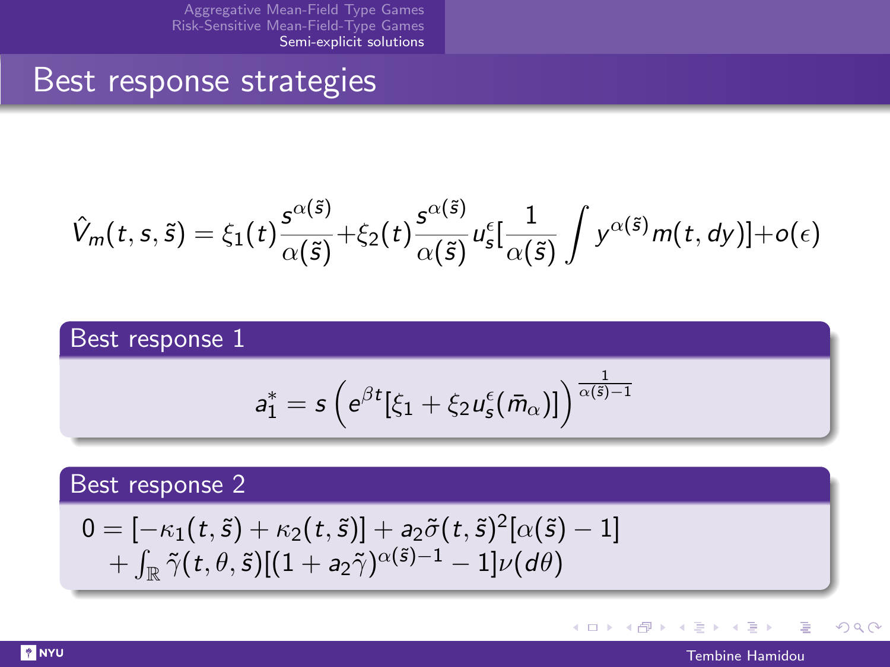# Best response strategies

$$\hat{V}_m(t,s,\tilde{s}) = \xi_1(t)\frac{s^{\alpha(\tilde{s})}}{\alpha(\tilde{s})} + \xi_2(t)\frac{s^{\alpha(\tilde{s})}}{\alpha(\tilde{s})} u_s^{\epsilon}[\frac{1}{\alpha(\tilde{s})}\int y^{\alpha(\tilde{s})} m(t,dy)] + o(\epsilon)$$

## Best response 1

$$a_1^* = s\left(e^{\beta t}[\xi_1 + \xi_2 u_s^{\epsilon}(\bar{m}_\alpha)]\right)^{\frac{1}{\alpha(\tilde{s})-1}}$$

## Best response 2

$$0 = [-\kappa_1(t,\tilde{s}) + \kappa_2(t,\tilde{s})] + a_2\tilde{\sigma}(t,\tilde{s})^2[\alpha(\tilde{s}) - 1]$$
$$+ \int_{\mathbb{R}} \tilde{\gamma}(t,\theta,\tilde{s})[(1 + a_2\tilde{\gamma})^{\alpha(\tilde{s})-1} - 1]\nu(d\theta)$$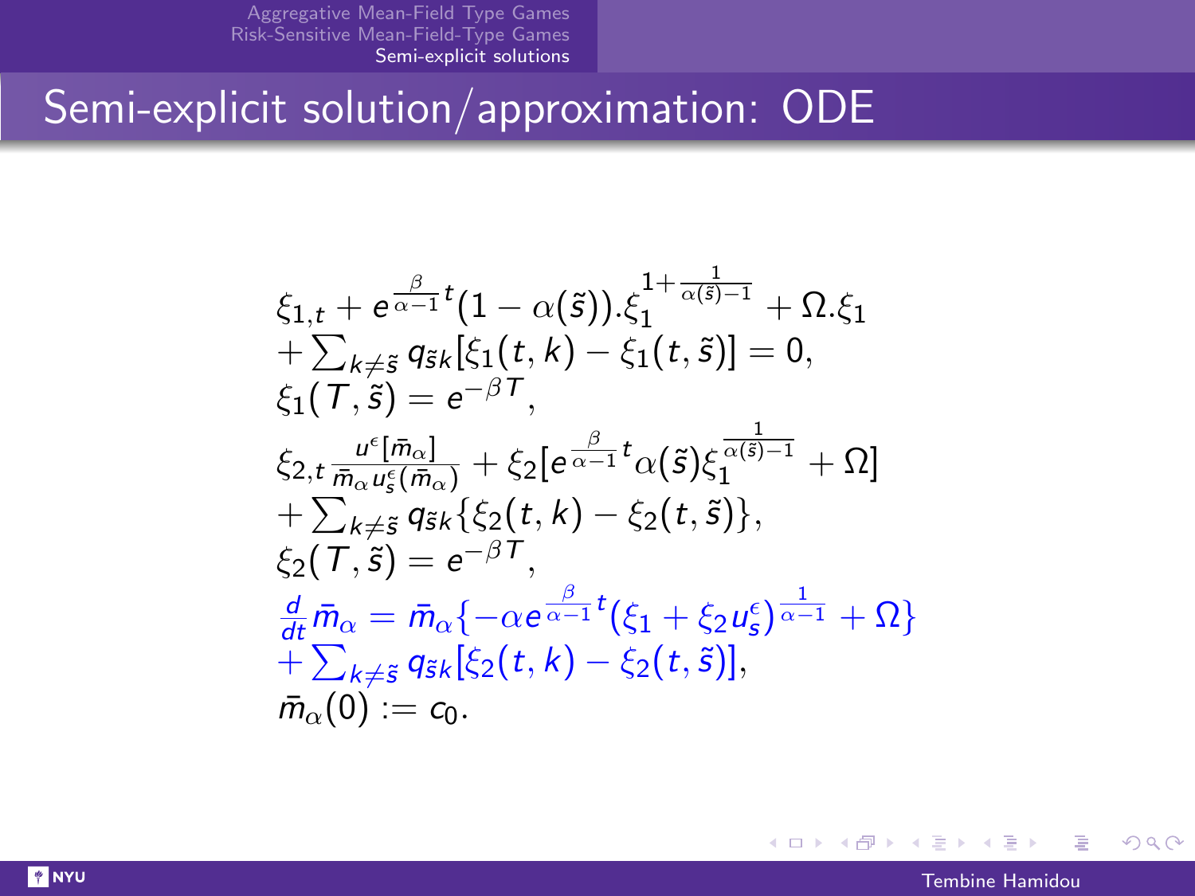# Semi-explicit solution/approximation: ODE

$$
\begin{aligned}
&\xi_{1,t} + e^{\frac{\beta}{\alpha-1}t}(1-\alpha(\tilde{s})).\xi_1^{1+\frac{1}{\alpha(\tilde{s})-1}} + \Omega.\xi_1 \\
&+\sum_{k\neq\tilde{s}} q_{\tilde{s}k}[\xi_1(t,k)-\xi_1(t,\tilde{s})] = 0, \\
&\xi_1(T,\tilde{s}) = e^{-\beta T}, \\
&\xi_{2,t}\frac{u^{\epsilon}[\bar{m}_\alpha]}{\bar{m}_\alpha u_s^{\epsilon}(\bar{m}_\alpha)} + \xi_2[e^{\frac{\beta}{\alpha-1}t}\alpha(\tilde{s})\xi_1^{\frac{1}{\alpha(\tilde{s})-1}} + \Omega] \\
&+\sum_{k\neq\tilde{s}} q_{\tilde{s}k}\{\xi_2(t,k)-\xi_2(t,\tilde{s})\}, \\
&\xi_2(T,\tilde{s}) = e^{-\beta T}, \\
&\frac{d}{dt}\bar{m}_\alpha = \bar{m}_\alpha\{-\alpha e^{\frac{\beta}{\alpha-1}t}(\xi_1+\xi_2 u_s^{\epsilon})^{\frac{1}{\alpha-1}} + \Omega\} \\
&+\sum_{k\neq\tilde{s}} q_{\tilde{s}k}[\xi_2(t,k)-\xi_2(t,\tilde{s})], \\
&\bar{m}_\alpha(0) := c_0.
\end{aligned}
$$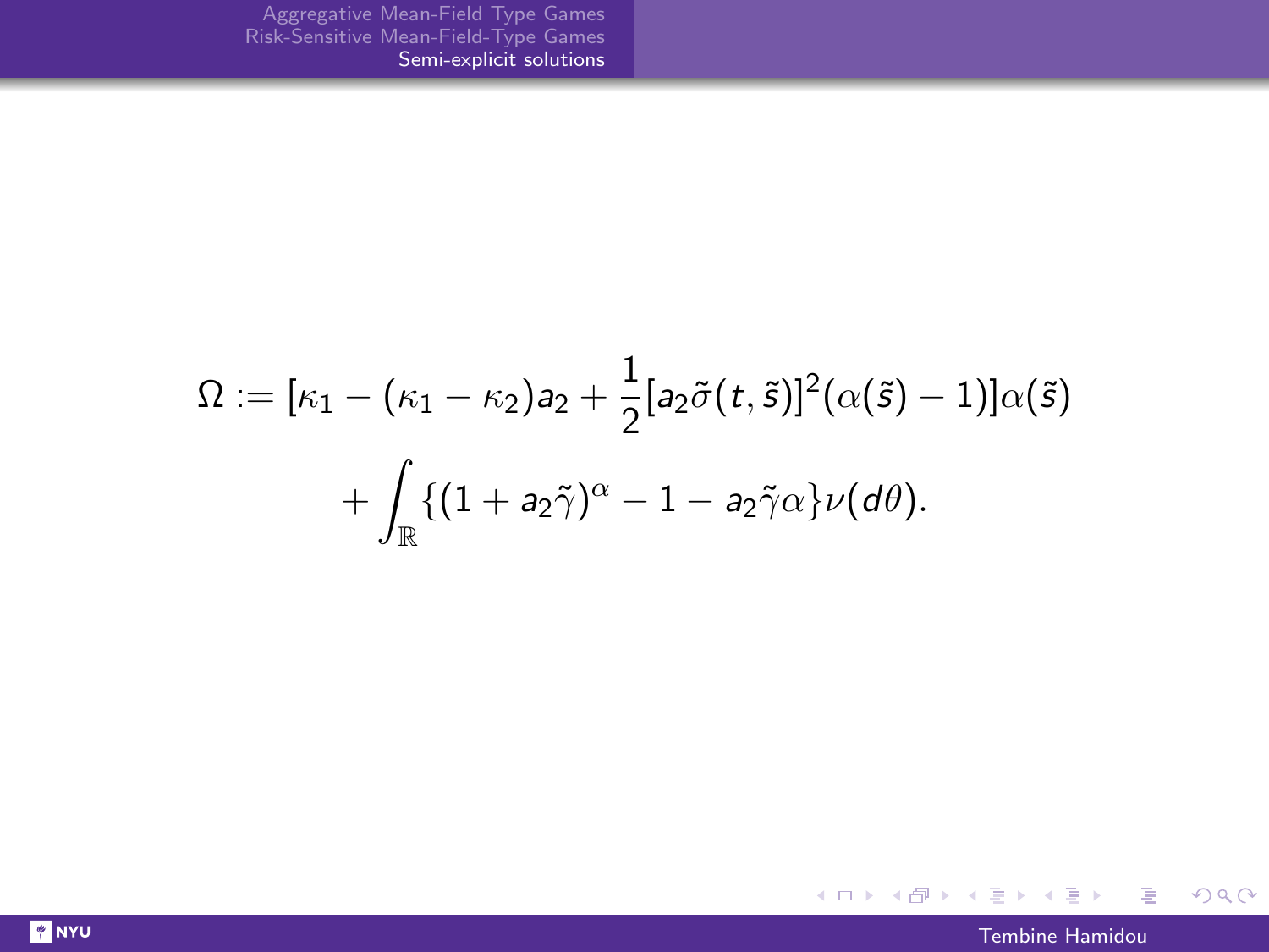$$
\begin{aligned}
\Omega := & \; [\kappa_1 - (\kappa_1 - \kappa_2)a_2 + \frac{1}{2}[a_2\tilde{\sigma}(t,\tilde{s})]^2(\alpha(\tilde{s}) - 1)]\alpha(\tilde{s}) \\
& + \int_{\mathbb{R}} \{(1 + a_2\tilde{\gamma})^{\alpha} - 1 - a_2\tilde{\gamma}\alpha\}\nu(d\theta).
\end{aligned}
$$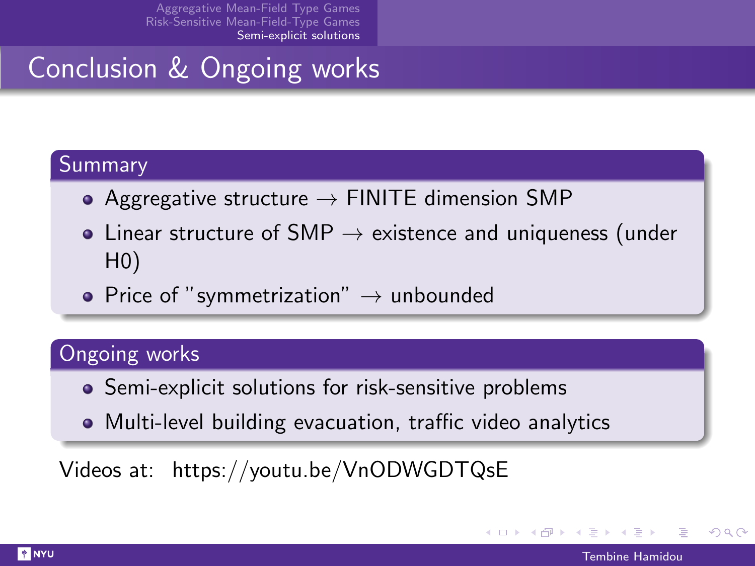# Conclusion & Ongoing works

## Summary

- Aggregative structure → FINITE dimension SMP
- Linear structure of SMP → existence and uniqueness (under H0)
- Price of "symmetrization" → unbounded

## Ongoing works

- Semi-explicit solutions for risk-sensitive problems
- Multi-level building evacuation, traffic video analytics

Videos at: https://youtu.be/VnODWGDTQsE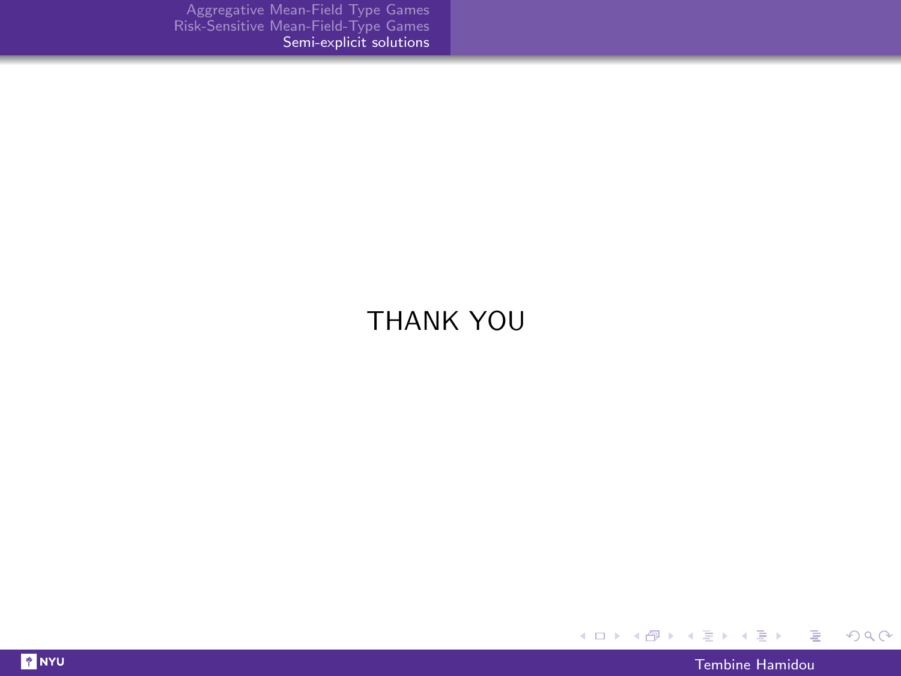THANK YOU